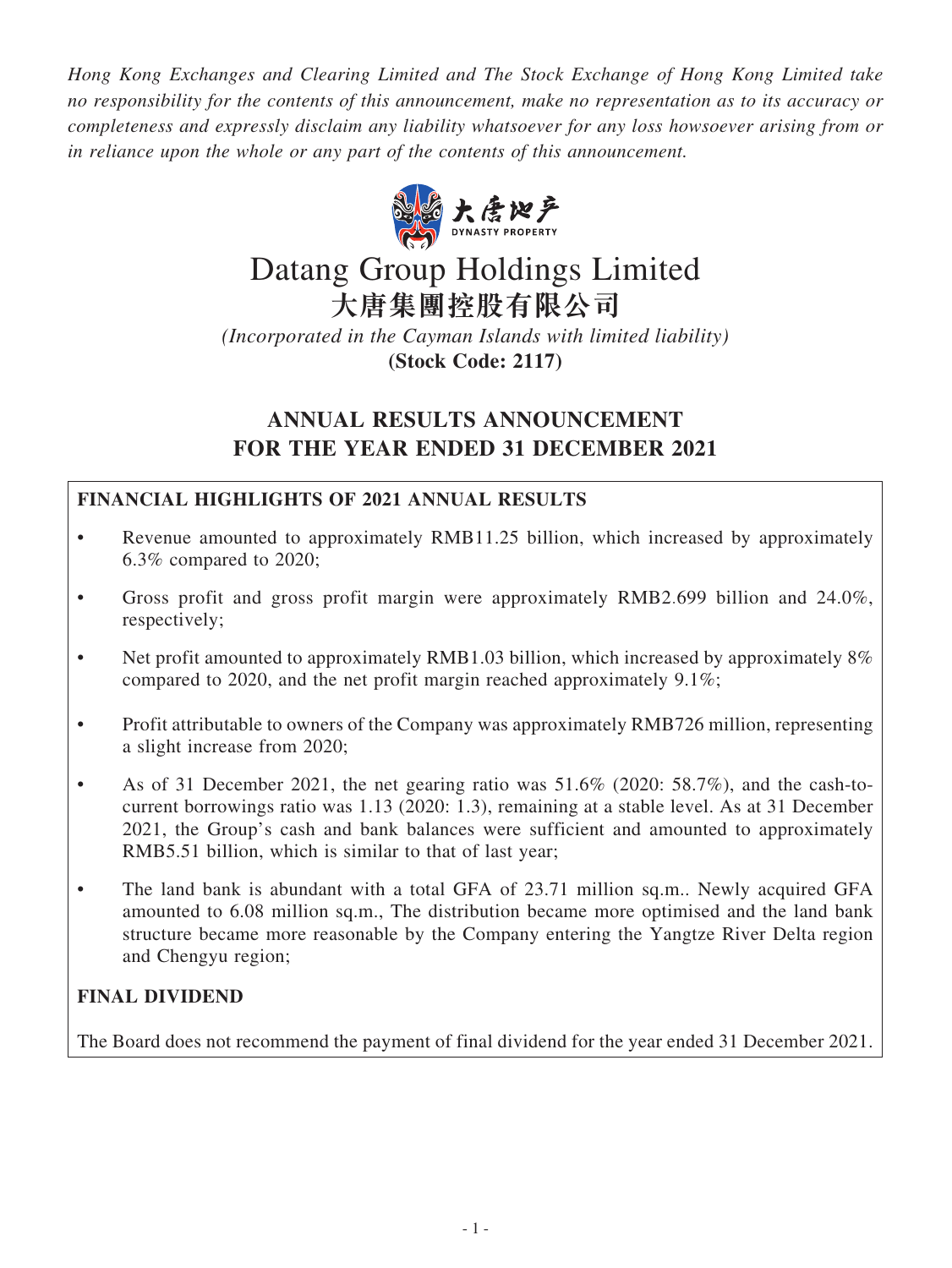*Hong Kong Exchanges and Clearing Limited and The Stock Exchange of Hong Kong Limited take no responsibility for the contents of this announcement, make no representation as to its accuracy or completeness and expressly disclaim any liability whatsoever for any loss howsoever arising from or in reliance upon the whole or any part of the contents of this announcement.*

大唐地产
DYNASTY PROPERTY

# Datang Group Holdings Limited
# 大唐集團控股有限公司

*(Incorporated in the Cayman Islands with limited liability)*
**(Stock Code: 2117)**

## ANNUAL RESULTS ANNOUNCEMENT FOR THE YEAR ENDED 31 DECEMBER 2021

### FINANCIAL HIGHLIGHTS OF 2021 ANNUAL RESULTS

- Revenue amounted to approximately RMB11.25 billion, which increased by approximately 6.3% compared to 2020;
- Gross profit and gross profit margin were approximately RMB2.699 billion and 24.0%, respectively;
- Net profit amounted to approximately RMB1.03 billion, which increased by approximately 8% compared to 2020, and the net profit margin reached approximately 9.1%;
- Profit attributable to owners of the Company was approximately RMB726 million, representing a slight increase from 2020;
- As of 31 December 2021, the net gearing ratio was 51.6% (2020: 58.7%), and the cash-to-current borrowings ratio was 1.13 (2020: 1.3), remaining at a stable level. As at 31 December 2021, the Group's cash and bank balances were sufficient and amounted to approximately RMB5.51 billion, which is similar to that of last year;
- The land bank is abundant with a total GFA of 23.71 million sq.m.. Newly acquired GFA amounted to 6.08 million sq.m., The distribution became more optimised and the land bank structure became more reasonable by the Company entering the Yangtze River Delta region and Chengyu region;

### FINAL DIVIDEND

The Board does not recommend the payment of final dividend for the year ended 31 December 2021.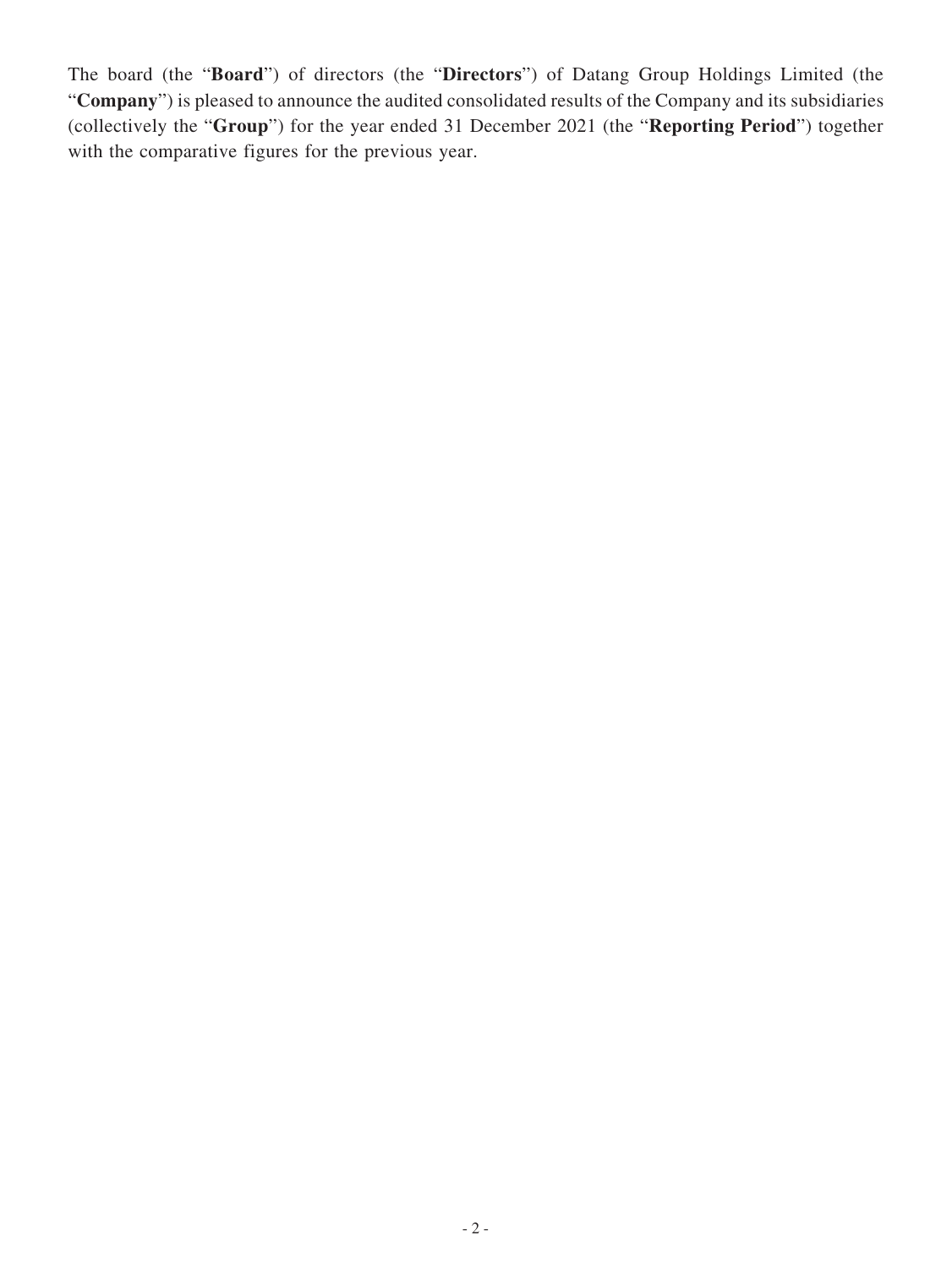The board (the "**Board**") of directors (the "**Directors**") of Datang Group Holdings Limited (the "**Company**") is pleased to announce the audited consolidated results of the Company and its subsidiaries (collectively the "**Group**") for the year ended 31 December 2021 (the "**Reporting Period**") together with the comparative figures for the previous year.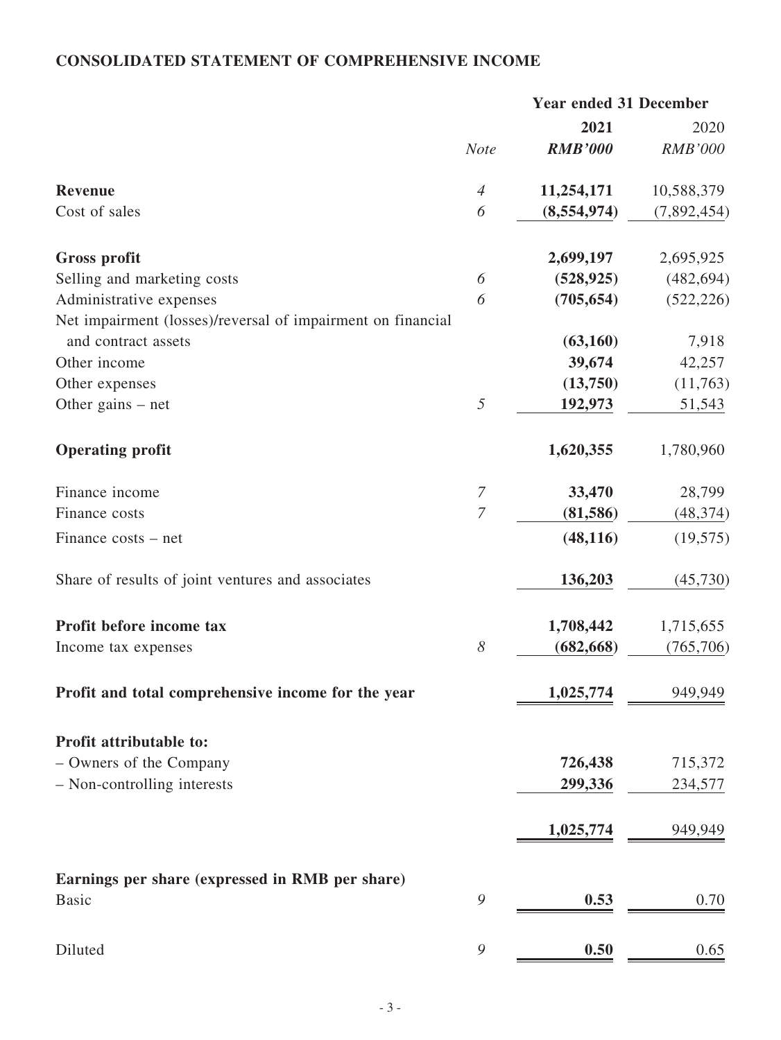## CONSOLIDATED STATEMENT OF COMPREHENSIVE INCOME

| | | Year ended 31 December | |
|---|---|---|---|
| | | **2021** | 2020 |
| | *Note* | ***RMB'000*** | *RMB'000* |
| **Revenue** | *4* | **11,254,171** | 10,588,379 |
| Cost of sales | *6* | **(8,554,974)** | (7,892,454) |
| **Gross profit** | | **2,699,197** | 2,695,925 |
| Selling and marketing costs | *6* | **(528,925)** | (482,694) |
| Administrative expenses | *6* | **(705,654)** | (522,226) |
| Net impairment (losses)/reversal of impairment on financial and contract assets | | **(63,160)** | 7,918 |
| Other income | | **39,674** | 42,257 |
| Other expenses | | **(13,750)** | (11,763) |
| Other gains – net | *5* | **192,973** | 51,543 |
| **Operating profit** | | **1,620,355** | 1,780,960 |
| Finance income | *7* | **33,470** | 28,799 |
| Finance costs | *7* | **(81,586)** | (48,374) |
| Finance costs – net | | **(48,116)** | (19,575) |
| Share of results of joint ventures and associates | | **136,203** | (45,730) |
| **Profit before income tax** | | **1,708,442** | 1,715,655 |
| Income tax expenses | *8* | **(682,668)** | (765,706) |
| **Profit and total comprehensive income for the year** | | **1,025,774** | 949,949 |
| **Profit attributable to:** | | | |
| – Owners of the Company | | **726,438** | 715,372 |
| – Non-controlling interests | | **299,336** | 234,577 |
| | | **1,025,774** | 949,949 |
| **Earnings per share (expressed in RMB per share)** | | | |
| Basic | *9* | **0.53** | 0.70 |
| Diluted | *9* | **0.50** | 0.65 |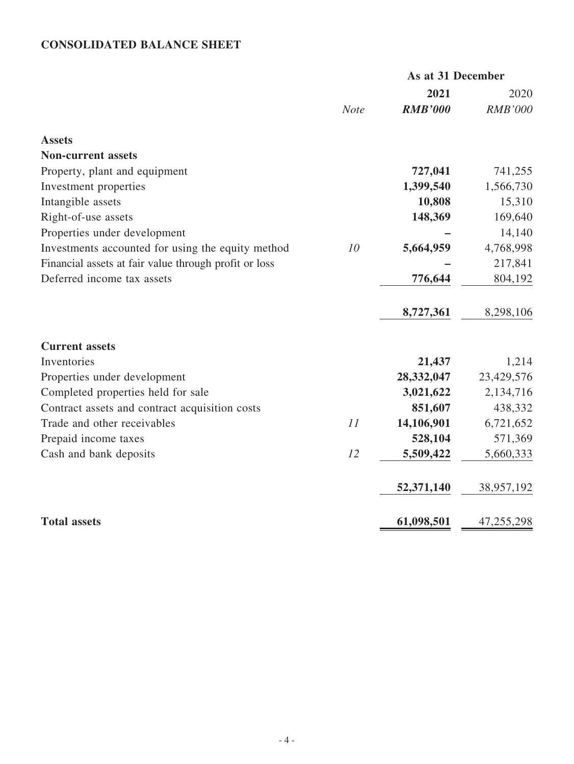## CONSOLIDATED BALANCE SHEET

| | Note | As at 31 December 2021 RMB'000 | 2020 RMB'000 |
|---|---|---|---|
| **Assets** | | | |
| **Non-current assets** | | | |
| Property, plant and equipment | | **727,041** | 741,255 |
| Investment properties | | **1,399,540** | 1,566,730 |
| Intangible assets | | **10,808** | 15,310 |
| Right-of-use assets | | **148,369** | 169,640 |
| Properties under development | | **–** | 14,140 |
| Investments accounted for using the equity method | *10* | **5,664,959** | 4,768,998 |
| Financial assets at fair value through profit or loss | | **–** | 217,841 |
| Deferred income tax assets | | **776,644** | 804,192 |
| | | **8,727,361** | 8,298,106 |
| **Current assets** | | | |
| Inventories | | **21,437** | 1,214 |
| Properties under development | | **28,332,047** | 23,429,576 |
| Completed properties held for sale | | **3,021,622** | 2,134,716 |
| Contract assets and contract acquisition costs | | **851,607** | 438,332 |
| Trade and other receivables | *11* | **14,106,901** | 6,721,652 |
| Prepaid income taxes | | **528,104** | 571,369 |
| Cash and bank deposits | *12* | **5,509,422** | 5,660,333 |
| | | **52,371,140** | 38,957,192 |
| **Total assets** | | **61,098,501** | 47,255,298 |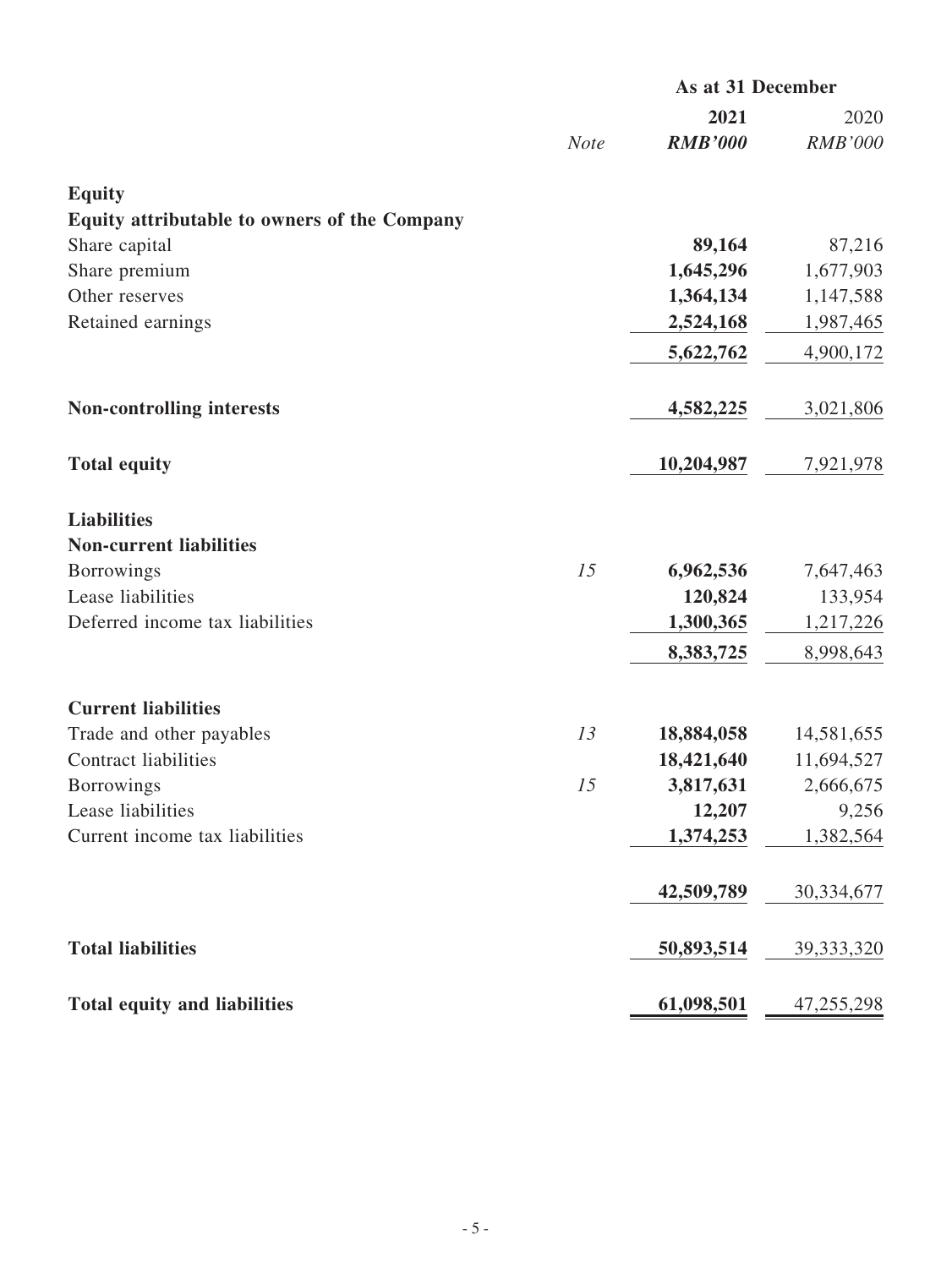| | Note | As at 31 December 2021 RMB'000 | As at 31 December 2020 RMB'000 |
|---|---|---|---|
| **Equity** | | | |
| **Equity attributable to owners of the Company** | | | |
| Share capital | | **89,164** | 87,216 |
| Share premium | | **1,645,296** | 1,677,903 |
| Other reserves | | **1,364,134** | 1,147,588 |
| Retained earnings | | **2,524,168** | 1,987,465 |
| | | **5,622,762** | 4,900,172 |
| **Non-controlling interests** | | **4,582,225** | 3,021,806 |
| **Total equity** | | **10,204,987** | 7,921,978 |
| **Liabilities** | | | |
| **Non-current liabilities** | | | |
| Borrowings | *15* | **6,962,536** | 7,647,463 |
| Lease liabilities | | **120,824** | 133,954 |
| Deferred income tax liabilities | | **1,300,365** | 1,217,226 |
| | | **8,383,725** | 8,998,643 |
| **Current liabilities** | | | |
| Trade and other payables | *13* | **18,884,058** | 14,581,655 |
| Contract liabilities | | **18,421,640** | 11,694,527 |
| Borrowings | *15* | **3,817,631** | 2,666,675 |
| Lease liabilities | | **12,207** | 9,256 |
| Current income tax liabilities | | **1,374,253** | 1,382,564 |
| | | **42,509,789** | 30,334,677 |
| **Total liabilities** | | **50,893,514** | 39,333,320 |
| **Total equity and liabilities** | | **61,098,501** | 47,255,298 |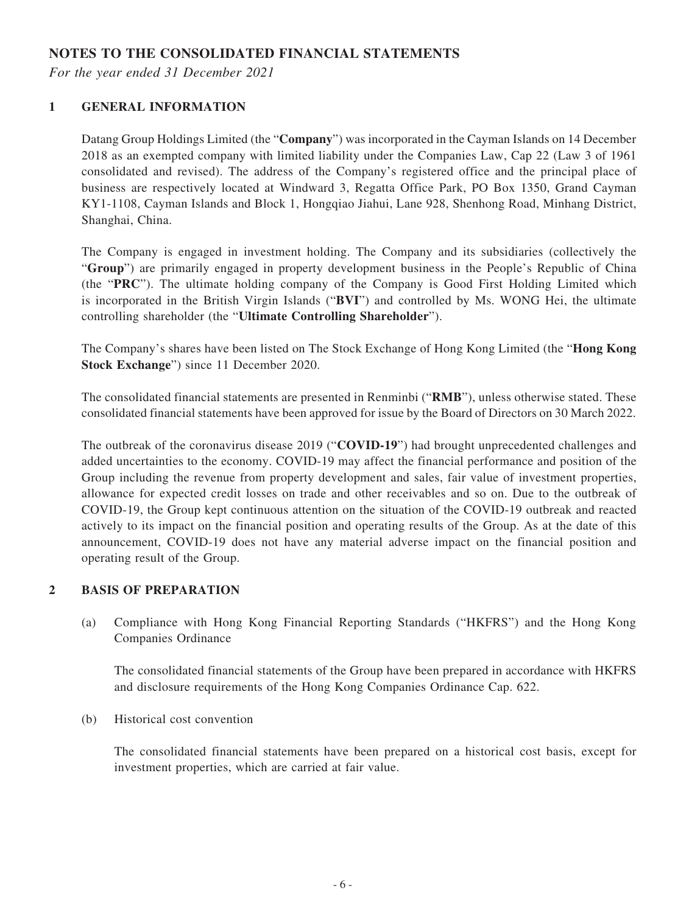# NOTES TO THE CONSOLIDATED FINANCIAL STATEMENTS

*For the year ended 31 December 2021*

## 1 GENERAL INFORMATION

Datang Group Holdings Limited (the "**Company**") was incorporated in the Cayman Islands on 14 December 2018 as an exempted company with limited liability under the Companies Law, Cap 22 (Law 3 of 1961 consolidated and revised). The address of the Company's registered office and the principal place of business are respectively located at Windward 3, Regatta Office Park, PO Box 1350, Grand Cayman KY1-1108, Cayman Islands and Block 1, Hongqiao Jiahui, Lane 928, Shenhong Road, Minhang District, Shanghai, China.

The Company is engaged in investment holding. The Company and its subsidiaries (collectively the "**Group**") are primarily engaged in property development business in the People's Republic of China (the "**PRC**"). The ultimate holding company of the Company is Good First Holding Limited which is incorporated in the British Virgin Islands ("**BVI**") and controlled by Ms. WONG Hei, the ultimate controlling shareholder (the "**Ultimate Controlling Shareholder**").

The Company's shares have been listed on The Stock Exchange of Hong Kong Limited (the "**Hong Kong Stock Exchange**") since 11 December 2020.

The consolidated financial statements are presented in Renminbi ("**RMB**"), unless otherwise stated. These consolidated financial statements have been approved for issue by the Board of Directors on 30 March 2022.

The outbreak of the coronavirus disease 2019 ("**COVID-19**") had brought unprecedented challenges and added uncertainties to the economy. COVID-19 may affect the financial performance and position of the Group including the revenue from property development and sales, fair value of investment properties, allowance for expected credit losses on trade and other receivables and so on. Due to the outbreak of COVID-19, the Group kept continuous attention on the situation of the COVID-19 outbreak and reacted actively to its impact on the financial position and operating results of the Group. As at the date of this announcement, COVID-19 does not have any material adverse impact on the financial position and operating result of the Group.

## 2 BASIS OF PREPARATION

(a) Compliance with Hong Kong Financial Reporting Standards ("HKFRS") and the Hong Kong Companies Ordinance

The consolidated financial statements of the Group have been prepared in accordance with HKFRS and disclosure requirements of the Hong Kong Companies Ordinance Cap. 622.

(b) Historical cost convention

The consolidated financial statements have been prepared on a historical cost basis, except for investment properties, which are carried at fair value.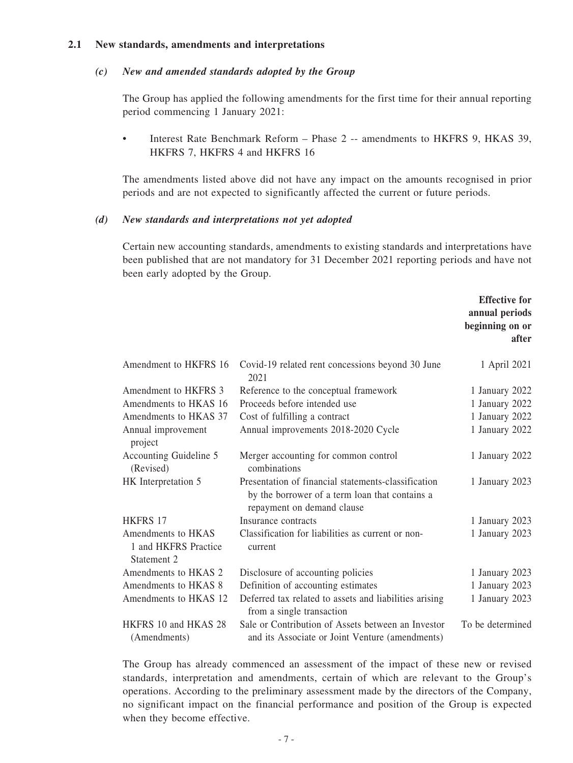### 2.1 New standards, amendments and interpretations

#### *(c) New and amended standards adopted by the Group*

The Group has applied the following amendments for the first time for their annual reporting period commencing 1 January 2021:

- Interest Rate Benchmark Reform – Phase 2 -- amendments to HKFRS 9, HKAS 39, HKFRS 7, HKFRS 4 and HKFRS 16

The amendments listed above did not have any impact on the amounts recognised in prior periods and are not expected to significantly affected the current or future periods.

#### *(d) New standards and interpretations not yet adopted*

Certain new accounting standards, amendments to existing standards and interpretations have been published that are not mandatory for 31 December 2021 reporting periods and have not been early adopted by the Group.

| | | **Effective for annual periods beginning on or after** |
|---|---|---|
| Amendment to HKFRS 16 | Covid-19 related rent concessions beyond 30 June 2021 | 1 April 2021 |
| Amendment to HKFRS 3 | Reference to the conceptual framework | 1 January 2022 |
| Amendments to HKAS 16 | Proceeds before intended use | 1 January 2022 |
| Amendments to HKAS 37 | Cost of fulfilling a contract | 1 January 2022 |
| Annual improvement project | Annual improvements 2018-2020 Cycle | 1 January 2022 |
| Accounting Guideline 5 (Revised) | Merger accounting for common control combinations | 1 January 2022 |
| HK Interpretation 5 | Presentation of financial statements-classification by the borrower of a term loan that contains a repayment on demand clause | 1 January 2023 |
| HKFRS 17 | Insurance contracts | 1 January 2023 |
| Amendments to HKAS 1 and HKFRS Practice Statement 2 | Classification for liabilities as current or non-current | 1 January 2023 |
| Amendments to HKAS 2 | Disclosure of accounting policies | 1 January 2023 |
| Amendments to HKAS 8 | Definition of accounting estimates | 1 January 2023 |
| Amendments to HKAS 12 | Deferred tax related to assets and liabilities arising from a single transaction | 1 January 2023 |
| HKFRS 10 and HKAS 28 (Amendments) | Sale or Contribution of Assets between an Investor and its Associate or Joint Venture (amendments) | To be determined |

The Group has already commenced an assessment of the impact of these new or revised standards, interpretation and amendments, certain of which are relevant to the Group's operations. According to the preliminary assessment made by the directors of the Company, no significant impact on the financial performance and position of the Group is expected when they become effective.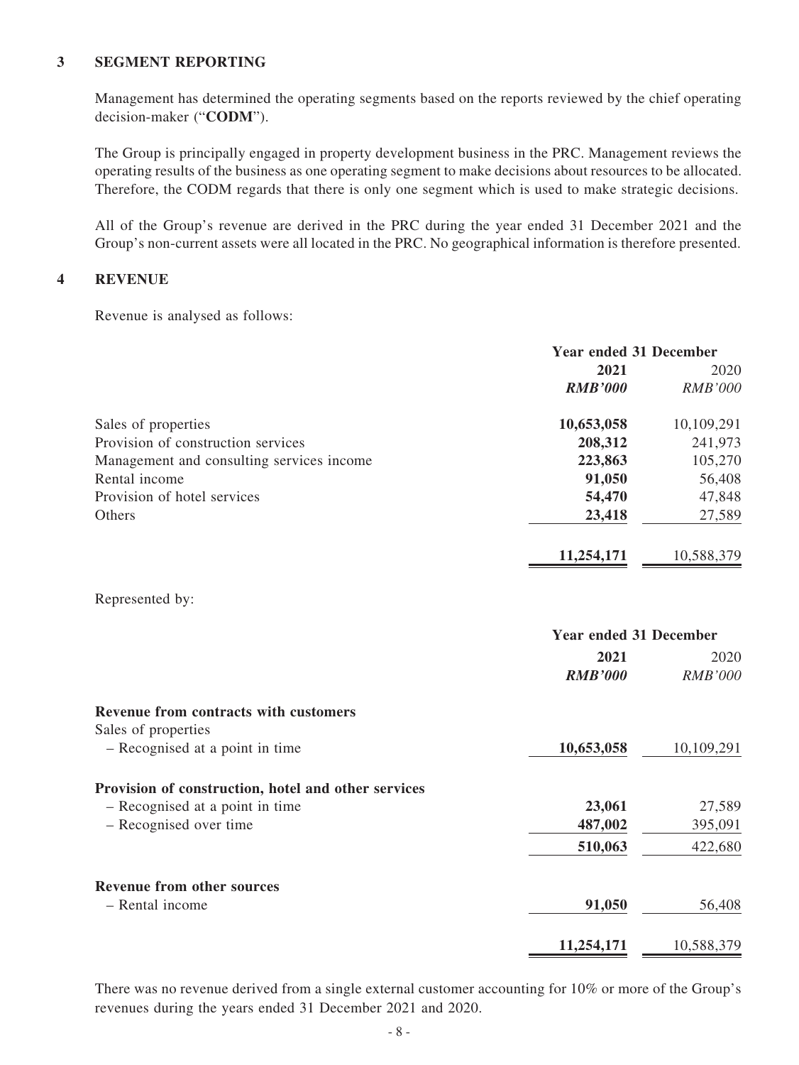## 3 SEGMENT REPORTING

Management has determined the operating segments based on the reports reviewed by the chief operating decision-maker ("**CODM**").

The Group is principally engaged in property development business in the PRC. Management reviews the operating results of the business as one operating segment to make decisions about resources to be allocated. Therefore, the CODM regards that there is only one segment which is used to make strategic decisions.

All of the Group's revenue are derived in the PRC during the year ended 31 December 2021 and the Group's non-current assets were all located in the PRC. No geographical information is therefore presented.

## 4 REVENUE

Revenue is analysed as follows:

| | **Year ended 31 December** | |
|---|---|---|
| | **2021** | 2020 |
| | ***RMB'000*** | *RMB'000* |
| Sales of properties | **10,653,058** | 10,109,291 |
| Provision of construction services | **208,312** | 241,973 |
| Management and consulting services income | **223,863** | 105,270 |
| Rental income | **91,050** | 56,408 |
| Provision of hotel services | **54,470** | 47,848 |
| Others | **23,418** | 27,589 |
| | **11,254,171** | 10,588,379 |

Represented by:

| | **Year ended 31 December** | |
|---|---|---|
| | **2021** | 2020 |
| | ***RMB'000*** | *RMB'000* |
| **Revenue from contracts with customers** | | |
| Sales of properties | | |
| – Recognised at a point in time | **10,653,058** | 10,109,291 |
| **Provision of construction, hotel and other services** | | |
| – Recognised at a point in time | **23,061** | 27,589 |
| – Recognised over time | **487,002** | 395,091 |
| | **510,063** | 422,680 |
| **Revenue from other sources** | | |
| – Rental income | **91,050** | 56,408 |
| | **11,254,171** | 10,588,379 |

There was no revenue derived from a single external customer accounting for 10% or more of the Group's revenues during the years ended 31 December 2021 and 2020.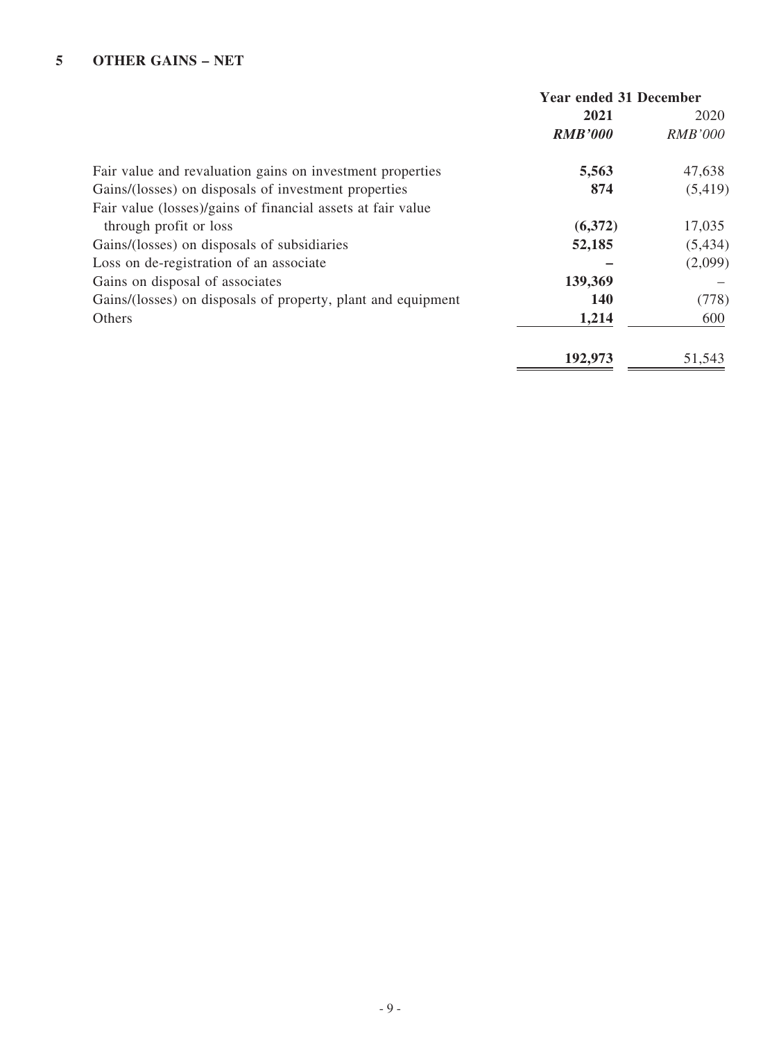## 5 OTHER GAINS – NET

| | Year ended 31 December | |
|---|---|---|
| | **2021** | 2020 |
| | ***RMB'000*** | *RMB'000* |
| Fair value and revaluation gains on investment properties | **5,563** | 47,638 |
| Gains/(losses) on disposals of investment properties | **874** | (5,419) |
| Fair value (losses)/gains of financial assets at fair value through profit or loss | **(6,372)** | 17,035 |
| Gains/(losses) on disposals of subsidiaries | **52,185** | (5,434) |
| Loss on de-registration of an associate | **–** | (2,099) |
| Gains on disposal of associates | **139,369** | – |
| Gains/(losses) on disposals of property, plant and equipment | **140** | (778) |
| Others | **1,214** | 600 |
| | **192,973** | 51,543 |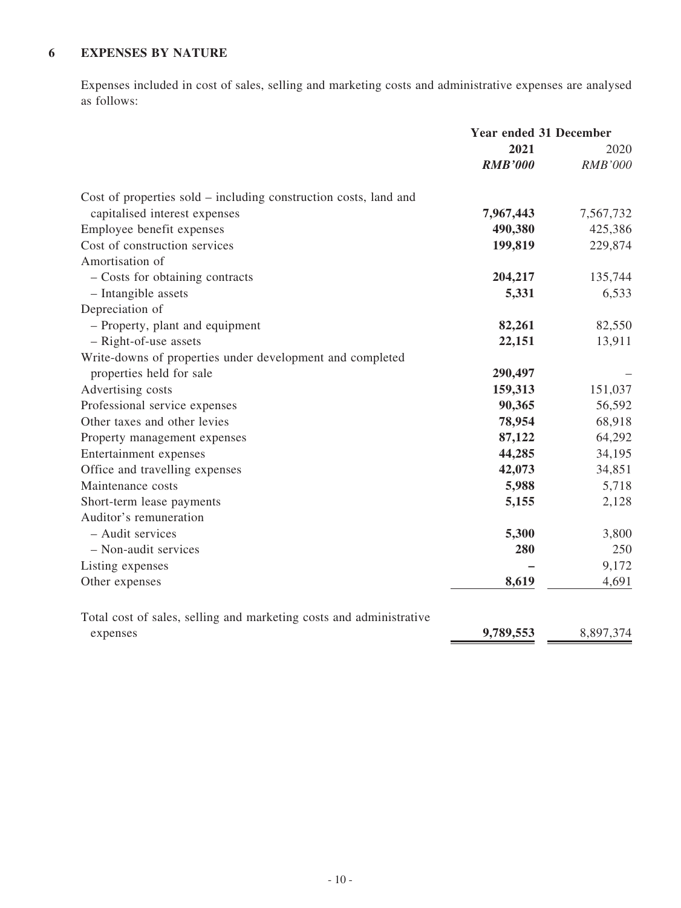## 6 EXPENSES BY NATURE

Expenses included in cost of sales, selling and marketing costs and administrative expenses are analysed as follows:

| | Year ended 31 December | |
|---|---|---|
| | **2021** | 2020 |
| | ***RMB'000*** | *RMB'000* |
| Cost of properties sold – including construction costs, land and capitalised interest expenses | **7,967,443** | 7,567,732 |
| Employee benefit expenses | **490,380** | 425,386 |
| Cost of construction services | **199,819** | 229,874 |
| Amortisation of | | |
| – Costs for obtaining contracts | **204,217** | 135,744 |
| – Intangible assets | **5,331** | 6,533 |
| Depreciation of | | |
| – Property, plant and equipment | **82,261** | 82,550 |
| – Right-of-use assets | **22,151** | 13,911 |
| Write-downs of properties under development and completed properties held for sale | **290,497** | – |
| Advertising costs | **159,313** | 151,037 |
| Professional service expenses | **90,365** | 56,592 |
| Other taxes and other levies | **78,954** | 68,918 |
| Property management expenses | **87,122** | 64,292 |
| Entertainment expenses | **44,285** | 34,195 |
| Office and travelling expenses | **42,073** | 34,851 |
| Maintenance costs | **5,988** | 5,718 |
| Short-term lease payments | **5,155** | 2,128 |
| Auditor's remuneration | | |
| – Audit services | **5,300** | 3,800 |
| – Non-audit services | **280** | 250 |
| Listing expenses | **–** | 9,172 |
| Other expenses | **8,619** | 4,691 |
| Total cost of sales, selling and marketing costs and administrative expenses | **9,789,553** | 8,897,374 |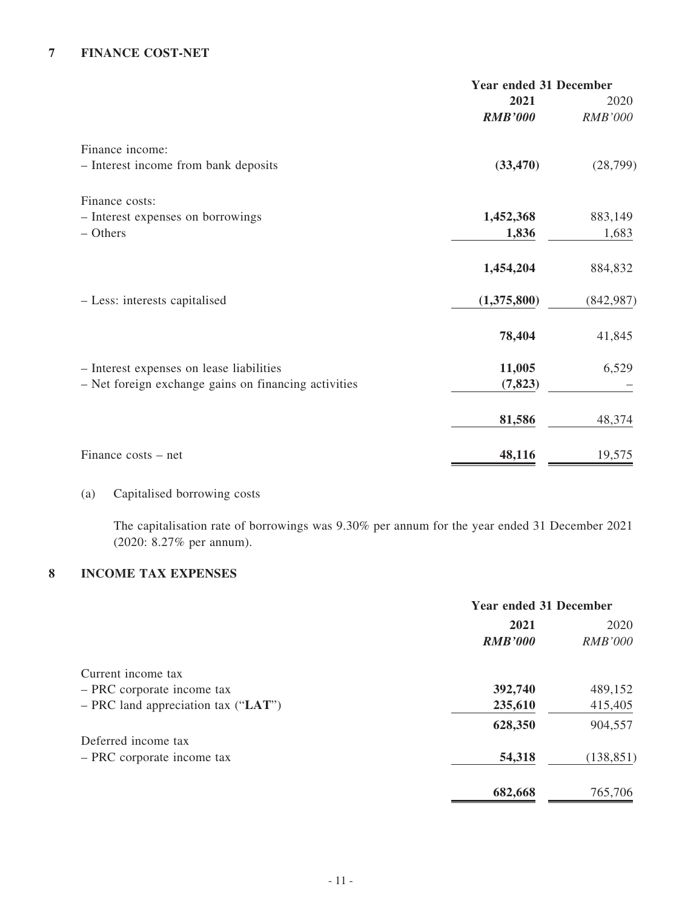## 7 FINANCE COST-NET

| | Year ended 31 December | |
|---|---|---|
| | **2021** | 2020 |
| | ***RMB'000*** | *RMB'000* |
| Finance income: | | |
| – Interest income from bank deposits | **(33,470)** | (28,799) |
| Finance costs: | | |
| – Interest expenses on borrowings | **1,452,368** | 883,149 |
| – Others | **1,836** | 1,683 |
| | **1,454,204** | 884,832 |
| – Less: interests capitalised | **(1,375,800)** | (842,987) |
| | **78,404** | 41,845 |
| – Interest expenses on lease liabilities | **11,005** | 6,529 |
| – Net foreign exchange gains on financing activities | **(7,823)** | – |
| | **81,586** | 48,374 |
| Finance costs – net | **48,116** | 19,575 |

(a) Capitalised borrowing costs

The capitalisation rate of borrowings was 9.30% per annum for the year ended 31 December 2021 (2020: 8.27% per annum).

## 8 INCOME TAX EXPENSES

| | Year ended 31 December | |
|---|---|---|
| | **2021** | 2020 |
| | ***RMB'000*** | *RMB'000* |
| Current income tax | | |
| – PRC corporate income tax | **392,740** | 489,152 |
| – PRC land appreciation tax ("**LAT**") | **235,610** | 415,405 |
| | **628,350** | 904,557 |
| Deferred income tax | | |
| – PRC corporate income tax | **54,318** | (138,851) |
| | **682,668** | 765,706 |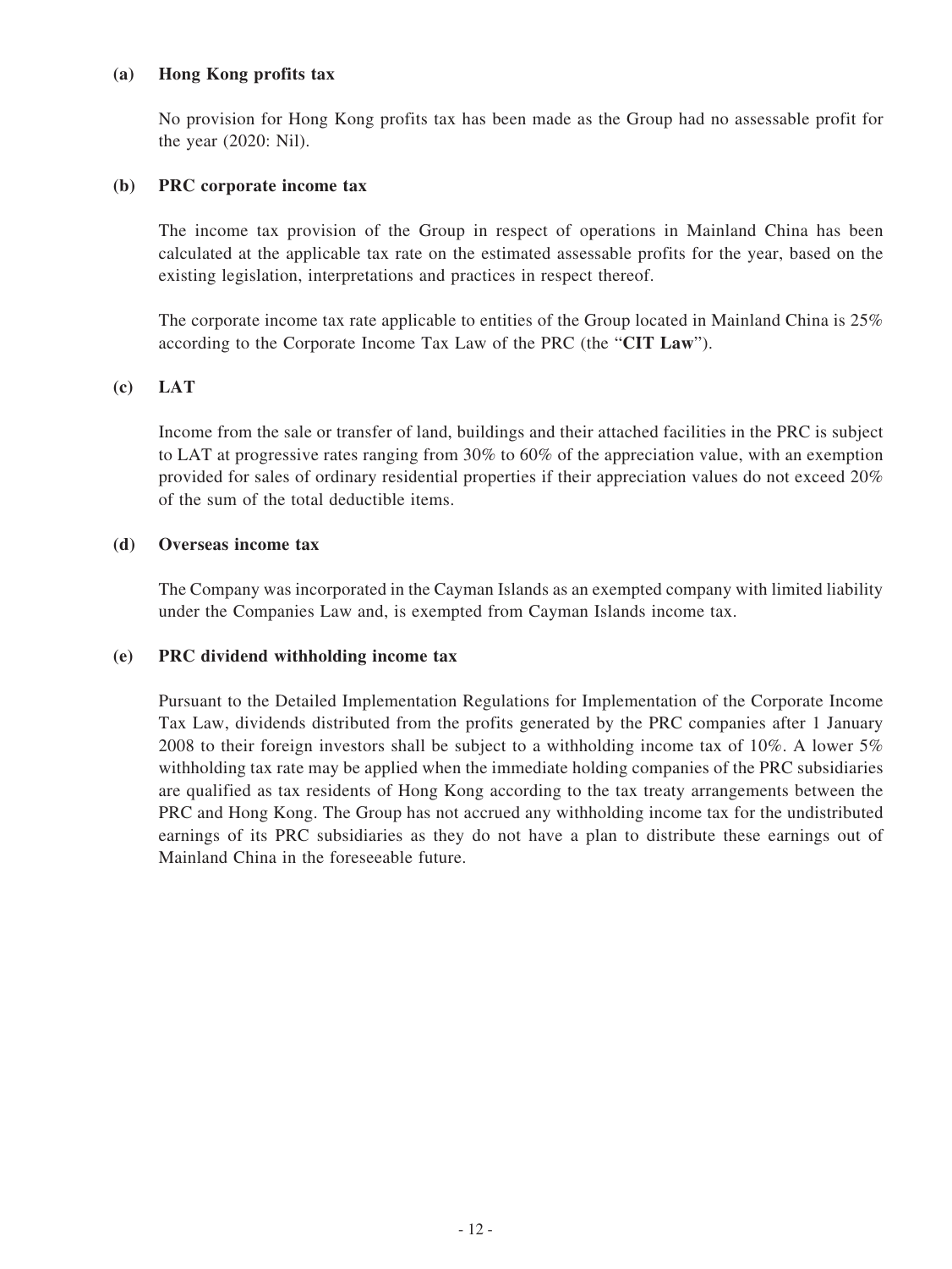**(a) Hong Kong profits tax**

No provision for Hong Kong profits tax has been made as the Group had no assessable profit for the year (2020: Nil).

**(b) PRC corporate income tax**

The income tax provision of the Group in respect of operations in Mainland China has been calculated at the applicable tax rate on the estimated assessable profits for the year, based on the existing legislation, interpretations and practices in respect thereof.

The corporate income tax rate applicable to entities of the Group located in Mainland China is 25% according to the Corporate Income Tax Law of the PRC (the "**CIT Law**").

**(c) LAT**

Income from the sale or transfer of land, buildings and their attached facilities in the PRC is subject to LAT at progressive rates ranging from 30% to 60% of the appreciation value, with an exemption provided for sales of ordinary residential properties if their appreciation values do not exceed 20% of the sum of the total deductible items.

**(d) Overseas income tax**

The Company was incorporated in the Cayman Islands as an exempted company with limited liability under the Companies Law and, is exempted from Cayman Islands income tax.

**(e) PRC dividend withholding income tax**

Pursuant to the Detailed Implementation Regulations for Implementation of the Corporate Income Tax Law, dividends distributed from the profits generated by the PRC companies after 1 January 2008 to their foreign investors shall be subject to a withholding income tax of 10%. A lower 5% withholding tax rate may be applied when the immediate holding companies of the PRC subsidiaries are qualified as tax residents of Hong Kong according to the tax treaty arrangements between the PRC and Hong Kong. The Group has not accrued any withholding income tax for the undistributed earnings of its PRC subsidiaries as they do not have a plan to distribute these earnings out of Mainland China in the foreseeable future.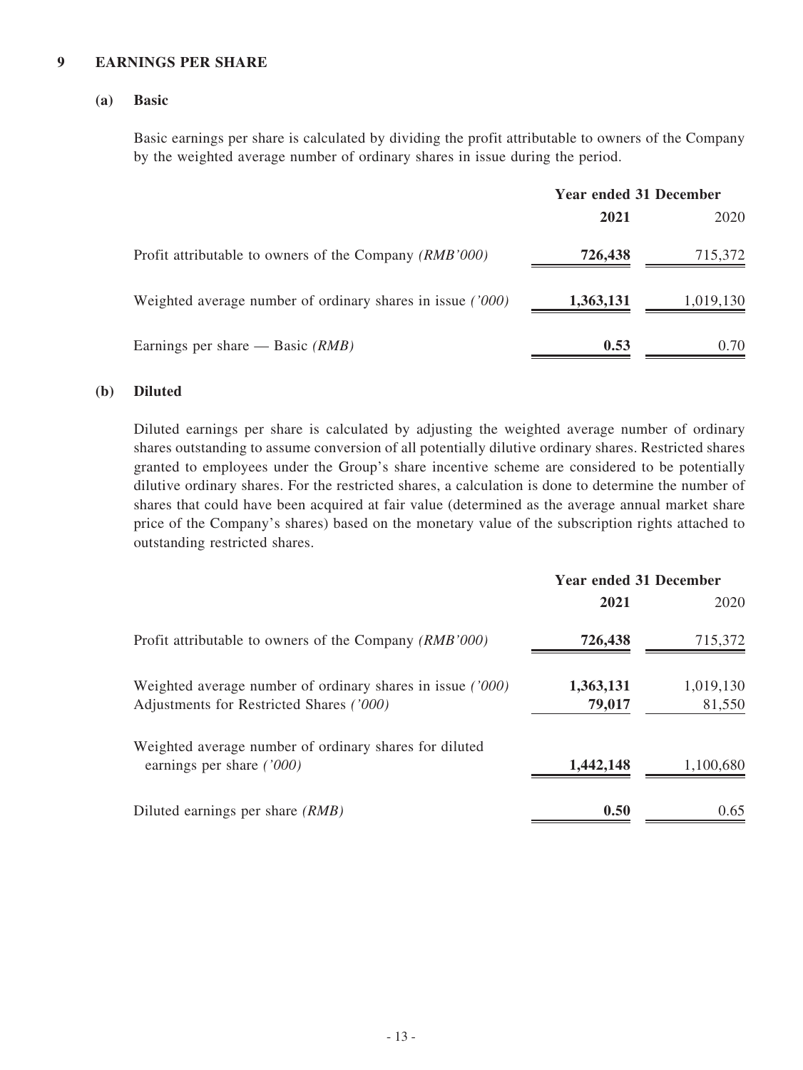## 9 EARNINGS PER SHARE

### (a) Basic

Basic earnings per share is calculated by dividing the profit attributable to owners of the Company by the weighted average number of ordinary shares in issue during the period.

| | Year ended 31 December | |
|---|---|---|
| | **2021** | 2020 |
| Profit attributable to owners of the Company *(RMB'000)* | **726,438** | 715,372 |
| Weighted average number of ordinary shares in issue *('000)* | **1,363,131** | 1,019,130 |
| Earnings per share — Basic *(RMB)* | **0.53** | 0.70 |

### (b) Diluted

Diluted earnings per share is calculated by adjusting the weighted average number of ordinary shares outstanding to assume conversion of all potentially dilutive ordinary shares. Restricted shares granted to employees under the Group's share incentive scheme are considered to be potentially dilutive ordinary shares. For the restricted shares, a calculation is done to determine the number of shares that could have been acquired at fair value (determined as the average annual market share price of the Company's shares) based on the monetary value of the subscription rights attached to outstanding restricted shares.

| | Year ended 31 December | |
|---|---|---|
| | **2021** | 2020 |
| Profit attributable to owners of the Company *(RMB'000)* | **726,438** | 715,372 |
| Weighted average number of ordinary shares in issue *('000)* | **1,363,131** | 1,019,130 |
| Adjustments for Restricted Shares *('000)* | **79,017** | 81,550 |
| Weighted average number of ordinary shares for diluted earnings per share *('000)* | **1,442,148** | 1,100,680 |
| Diluted earnings per share *(RMB)* | **0.50** | 0.65 |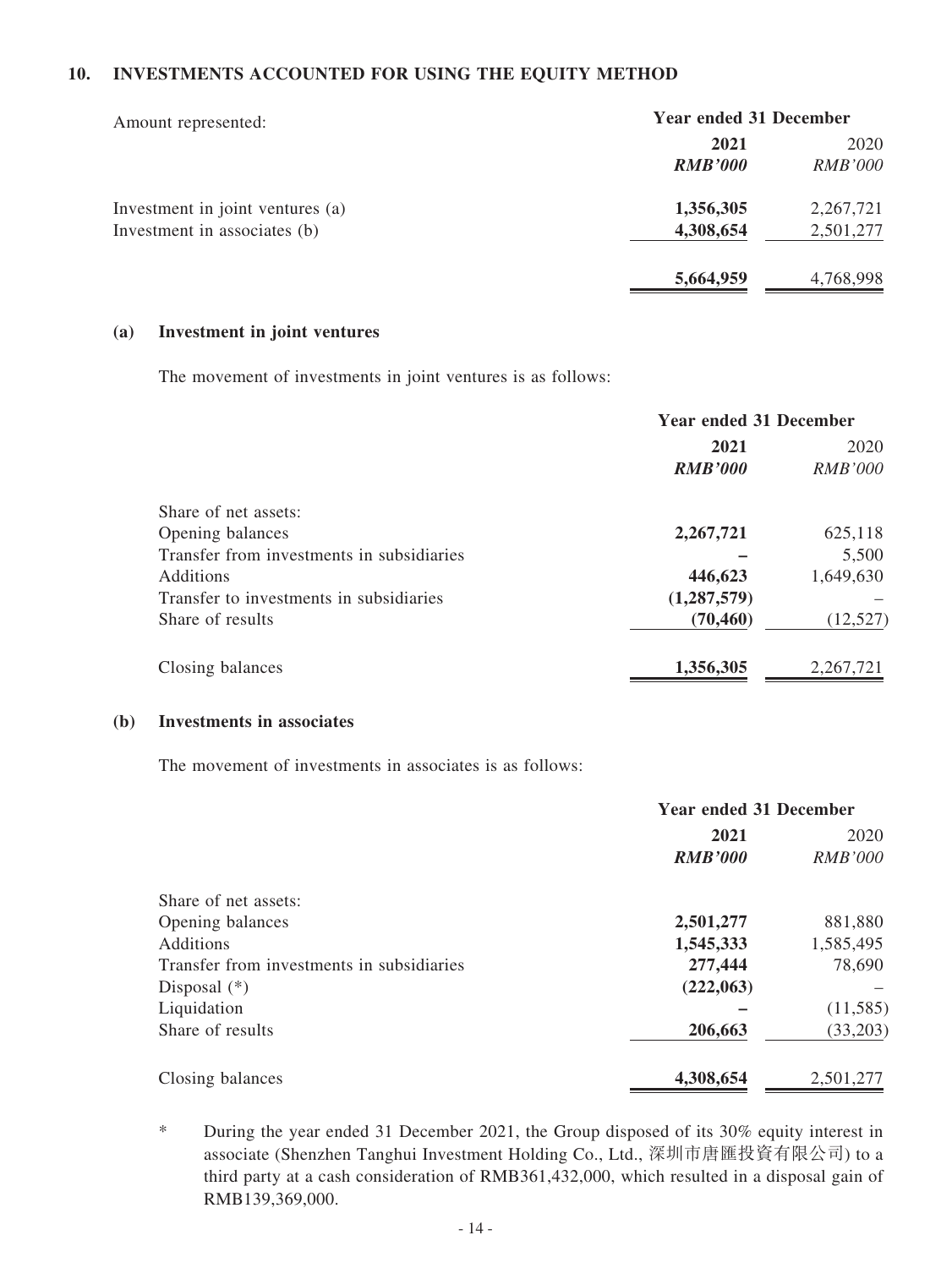## 10. INVESTMENTS ACCOUNTED FOR USING THE EQUITY METHOD

| Amount represented: | Year ended 31 December | |
|---|---|---|
| | **2021** | 2020 |
| | ***RMB'000*** | *RMB'000* |
| Investment in joint ventures (a) | **1,356,305** | 2,267,721 |
| Investment in associates (b) | **4,308,654** | 2,501,277 |
| | **5,664,959** | 4,768,998 |

### (a) Investment in joint ventures

The movement of investments in joint ventures is as follows:

| | Year ended 31 December | |
|---|---|---|
| | **2021** | 2020 |
| | ***RMB'000*** | *RMB'000* |
| Share of net assets: | | |
| Opening balances | **2,267,721** | 625,118 |
| Transfer from investments in subsidiaries | **–** | 5,500 |
| Additions | **446,623** | 1,649,630 |
| Transfer to investments in subsidiaries | **(1,287,579)** | – |
| Share of results | **(70,460)** | (12,527) |
| Closing balances | **1,356,305** | 2,267,721 |

### (b) Investments in associates

The movement of investments in associates is as follows:

| | Year ended 31 December | |
|---|---|---|
| | **2021** | 2020 |
| | ***RMB'000*** | *RMB'000* |
| Share of net assets: | | |
| Opening balances | **2,501,277** | 881,880 |
| Additions | **1,545,333** | 1,585,495 |
| Transfer from investments in subsidiaries | **277,444** | 78,690 |
| Disposal (*) | **(222,063)** | – |
| Liquidation | **–** | (11,585) |
| Share of results | **206,663** | (33,203) |
| Closing balances | **4,308,654** | 2,501,277 |

\* During the year ended 31 December 2021, the Group disposed of its 30% equity interest in associate (Shenzhen Tanghui Investment Holding Co., Ltd., 深圳市唐匯投資有限公司) to a third party at a cash consideration of RMB361,432,000, which resulted in a disposal gain of RMB139,369,000.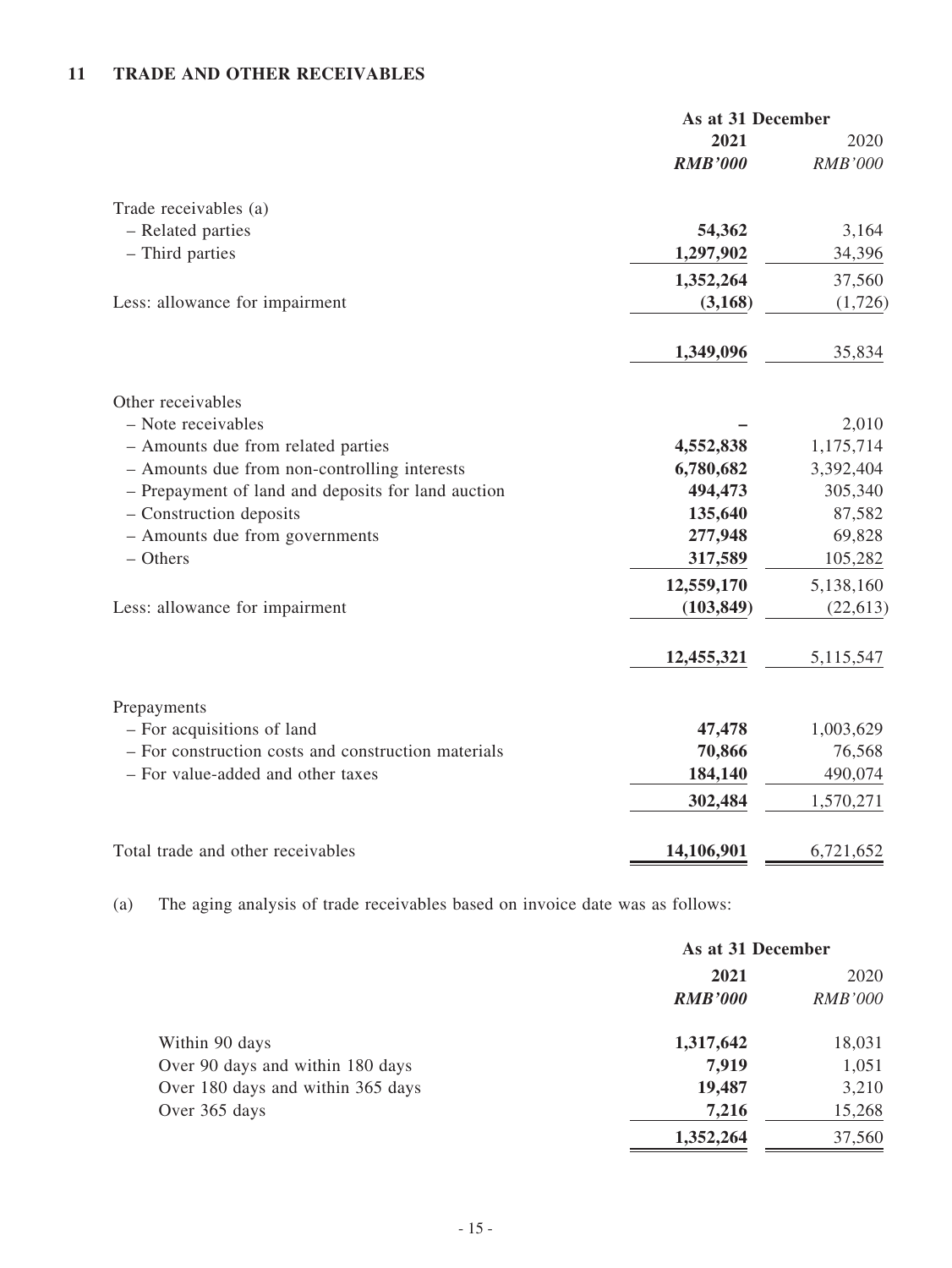## 11 TRADE AND OTHER RECEIVABLES

| | As at 31 December | |
|---|---|---|
| | **2021** | 2020 |
| | ***RMB'000*** | *RMB'000* |
| Trade receivables (a) | | |
| – Related parties | **54,362** | 3,164 |
| – Third parties | **1,297,902** | 34,396 |
| | **1,352,264** | 37,560 |
| Less: allowance for impairment | **(3,168)** | (1,726) |
| | **1,349,096** | 35,834 |
| Other receivables | | |
| – Note receivables | **–** | 2,010 |
| – Amounts due from related parties | **4,552,838** | 1,175,714 |
| – Amounts due from non-controlling interests | **6,780,682** | 3,392,404 |
| – Prepayment of land and deposits for land auction | **494,473** | 305,340 |
| – Construction deposits | **135,640** | 87,582 |
| – Amounts due from governments | **277,948** | 69,828 |
| – Others | **317,589** | 105,282 |
| | **12,559,170** | 5,138,160 |
| Less: allowance for impairment | **(103,849)** | (22,613) |
| | **12,455,321** | 5,115,547 |
| Prepayments | | |
| – For acquisitions of land | **47,478** | 1,003,629 |
| – For construction costs and construction materials | **70,866** | 76,568 |
| – For value-added and other taxes | **184,140** | 490,074 |
| | **302,484** | 1,570,271 |
| Total trade and other receivables | **14,106,901** | 6,721,652 |

(a) The aging analysis of trade receivables based on invoice date was as follows:

| | As at 31 December | |
|---|---|---|
| | **2021** | 2020 |
| | ***RMB'000*** | *RMB'000* |
| Within 90 days | **1,317,642** | 18,031 |
| Over 90 days and within 180 days | **7,919** | 1,051 |
| Over 180 days and within 365 days | **19,487** | 3,210 |
| Over 365 days | **7,216** | 15,268 |
| | **1,352,264** | 37,560 |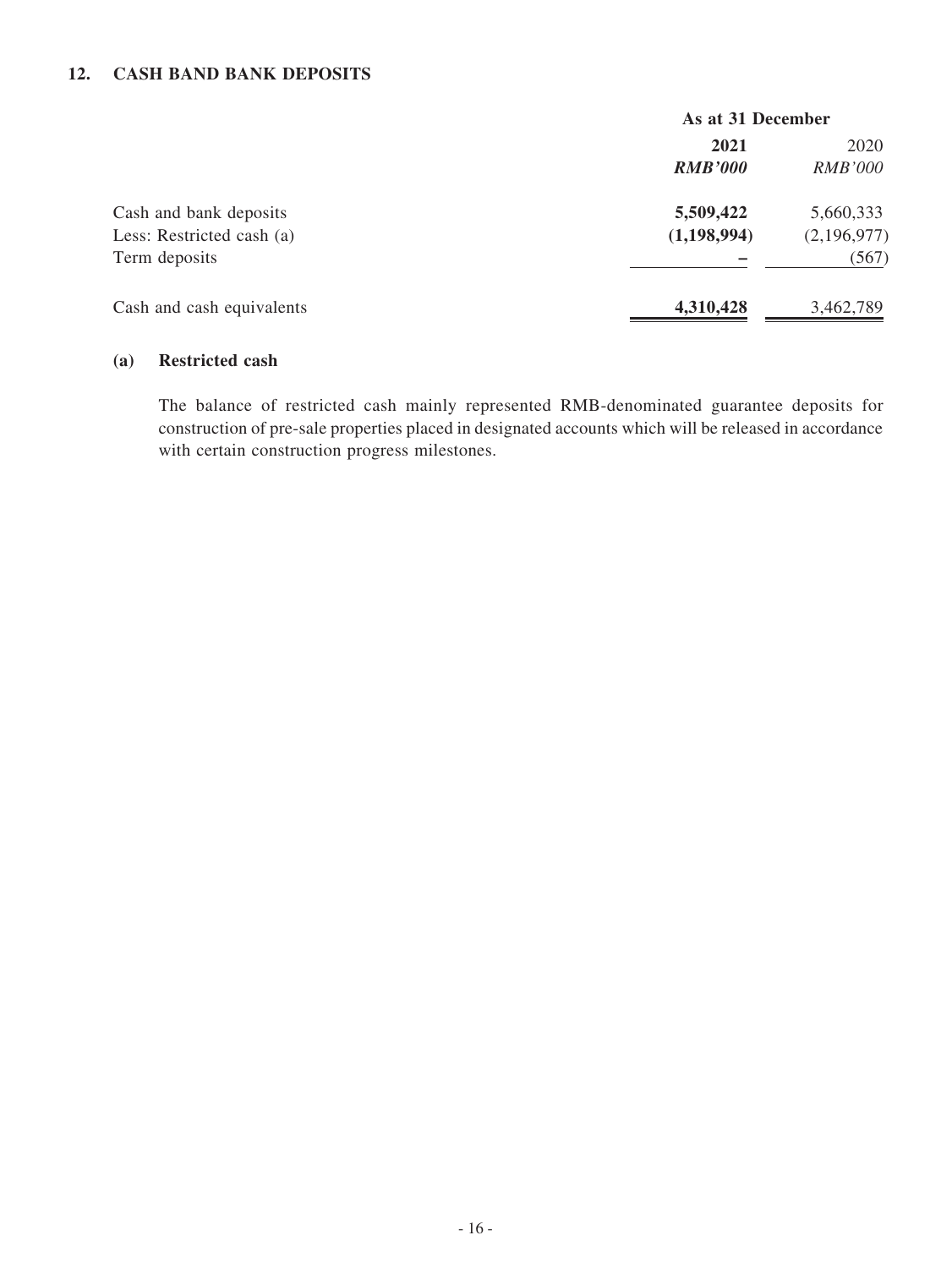## 12. CASH BAND BANK DEPOSITS

| | As at 31 December | |
|---|---|---|
| | **2021** | 2020 |
| | ***RMB'000*** | *RMB'000* |
| Cash and bank deposits | **5,509,422** | 5,660,333 |
| Less: Restricted cash (a) | **(1,198,994)** | (2,196,977) |
| Term deposits | **–** | (567) |
| Cash and cash equivalents | **4,310,428** | 3,462,789 |

### (a) Restricted cash

The balance of restricted cash mainly represented RMB-denominated guarantee deposits for construction of pre-sale properties placed in designated accounts which will be released in accordance with certain construction progress milestones.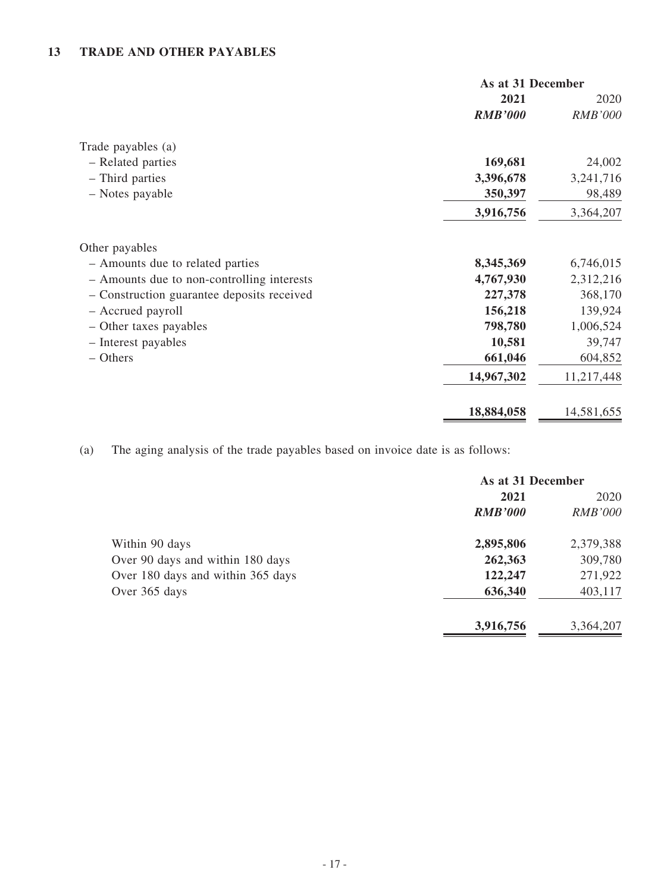## 13 TRADE AND OTHER PAYABLES

| | As at 31 December | |
|---|---|---|
| | **2021** | 2020 |
| | ***RMB'000*** | *RMB'000* |
| Trade payables (a) | | |
| – Related parties | **169,681** | 24,002 |
| – Third parties | **3,396,678** | 3,241,716 |
| – Notes payable | **350,397** | 98,489 |
| | **3,916,756** | 3,364,207 |
| Other payables | | |
| – Amounts due to related parties | **8,345,369** | 6,746,015 |
| – Amounts due to non-controlling interests | **4,767,930** | 2,312,216 |
| – Construction guarantee deposits received | **227,378** | 368,170 |
| – Accrued payroll | **156,218** | 139,924 |
| – Other taxes payables | **798,780** | 1,006,524 |
| – Interest payables | **10,581** | 39,747 |
| – Others | **661,046** | 604,852 |
| | **14,967,302** | 11,217,448 |
| | **18,884,058** | 14,581,655 |

(a) The aging analysis of the trade payables based on invoice date is as follows:

| | As at 31 December | |
|---|---|---|
| | **2021** | 2020 |
| | ***RMB'000*** | *RMB'000* |
| Within 90 days | **2,895,806** | 2,379,388 |
| Over 90 days and within 180 days | **262,363** | 309,780 |
| Over 180 days and within 365 days | **122,247** | 271,922 |
| Over 365 days | **636,340** | 403,117 |
| | **3,916,756** | 3,364,207 |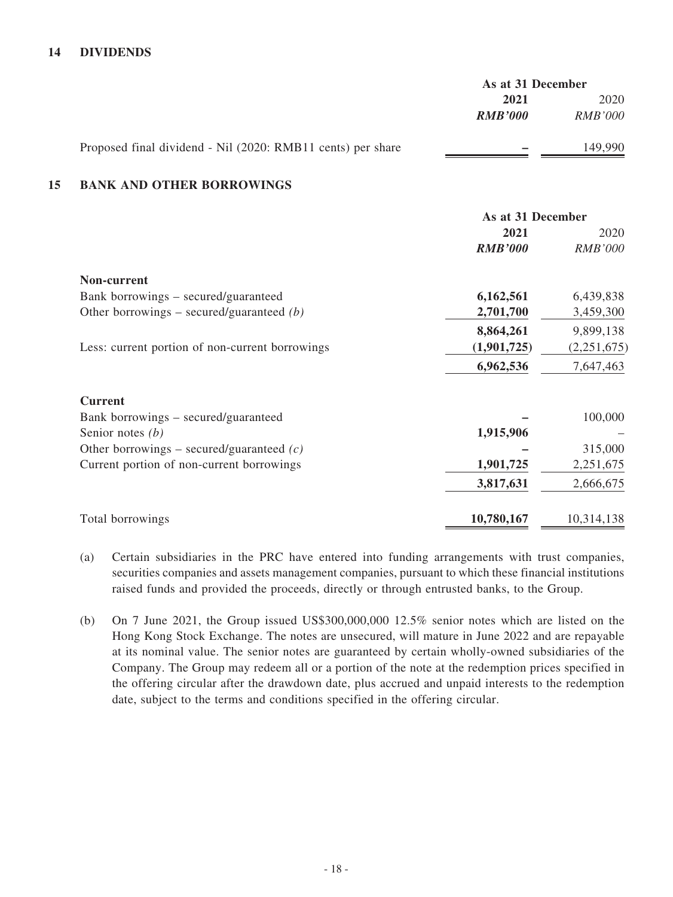## 14 DIVIDENDS

| | As at 31 December | |
|---|---|---|
| | **2021** | 2020 |
| | ***RMB'000*** | *RMB'000* |
| Proposed final dividend - Nil (2020: RMB11 cents) per share | **–** | 149,990 |

## 15 BANK AND OTHER BORROWINGS

| | As at 31 December | |
|---|---|---|
| | **2021** | 2020 |
| | ***RMB'000*** | *RMB'000* |
| **Non-current** | | |
| Bank borrowings – secured/guaranteed | **6,162,561** | 6,439,838 |
| Other borrowings – secured/guaranteed *(b)* | **2,701,700** | 3,459,300 |
| | **8,864,261** | 9,899,138 |
| Less: current portion of non-current borrowings | **(1,901,725)** | (2,251,675) |
| | **6,962,536** | 7,647,463 |
| **Current** | | |
| Bank borrowings – secured/guaranteed | **–** | 100,000 |
| Senior notes *(b)* | **1,915,906** | – |
| Other borrowings – secured/guaranteed *(c)* | **–** | 315,000 |
| Current portion of non-current borrowings | **1,901,725** | 2,251,675 |
| | **3,817,631** | 2,666,675 |
| Total borrowings | **10,780,167** | 10,314,138 |

(a) Certain subsidiaries in the PRC have entered into funding arrangements with trust companies, securities companies and assets management companies, pursuant to which these financial institutions raised funds and provided the proceeds, directly or through entrusted banks, to the Group.

(b) On 7 June 2021, the Group issued US$300,000,000 12.5% senior notes which are listed on the Hong Kong Stock Exchange. The notes are unsecured, will mature in June 2022 and are repayable at its nominal value. The senior notes are guaranteed by certain wholly-owned subsidiaries of the Company. The Group may redeem all or a portion of the note at the redemption prices specified in the offering circular after the drawdown date, plus accrued and unpaid interests to the redemption date, subject to the terms and conditions specified in the offering circular.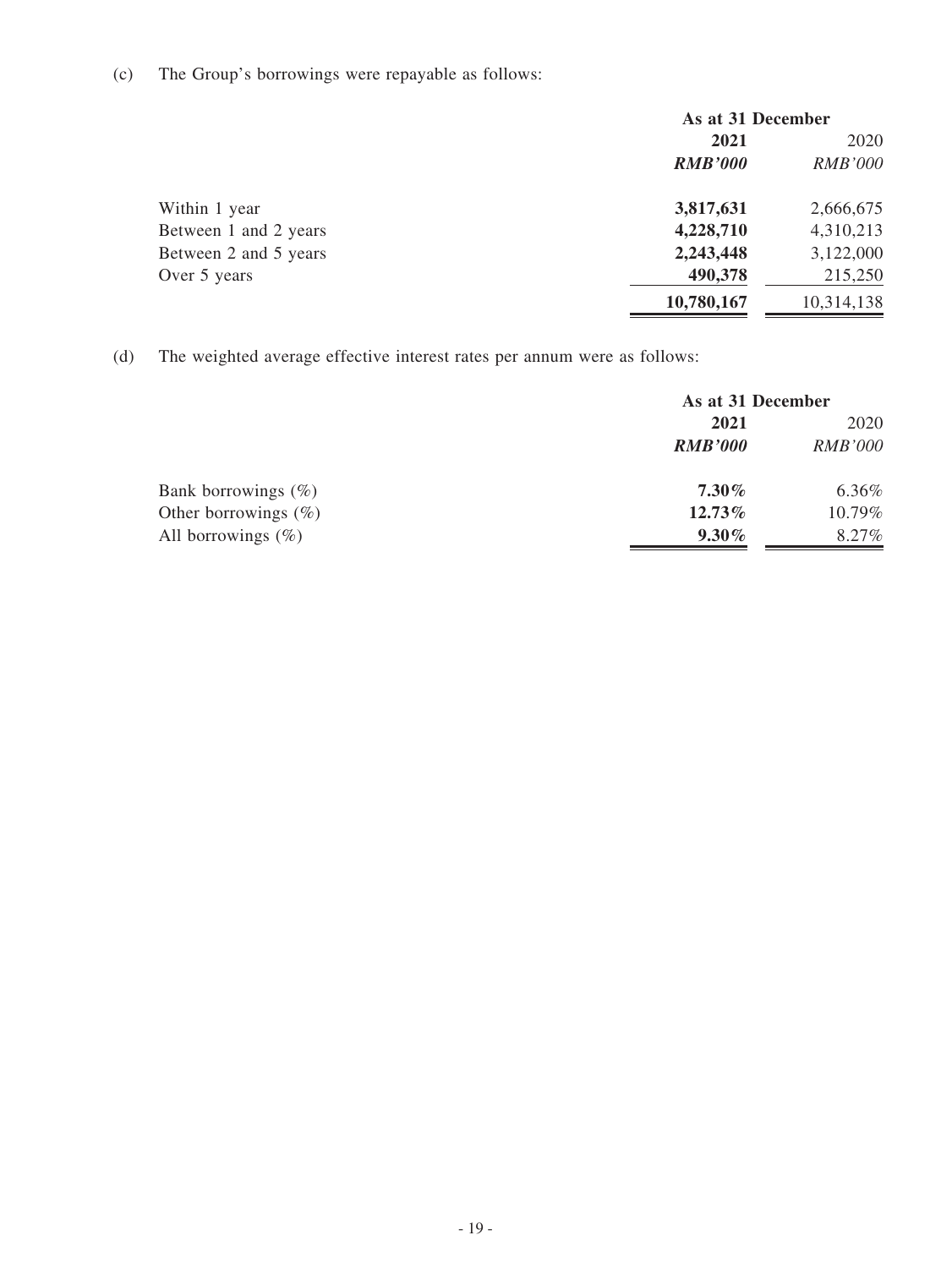(c) The Group's borrowings were repayable as follows:

| | As at 31 December | |
|---|---|---|
| | **2021** | 2020 |
| | ***RMB'000*** | *RMB'000* |
| Within 1 year | **3,817,631** | 2,666,675 |
| Between 1 and 2 years | **4,228,710** | 4,310,213 |
| Between 2 and 5 years | **2,243,448** | 3,122,000 |
| Over 5 years | **490,378** | 215,250 |
| | **10,780,167** | 10,314,138 |

(d) The weighted average effective interest rates per annum were as follows:

| | As at 31 December | |
|---|---|---|
| | **2021** | 2020 |
| | ***RMB'000*** | *RMB'000* |
| Bank borrowings (%) | **7.30%** | 6.36% |
| Other borrowings (%) | **12.73%** | 10.79% |
| All borrowings (%) | **9.30%** | 8.27% |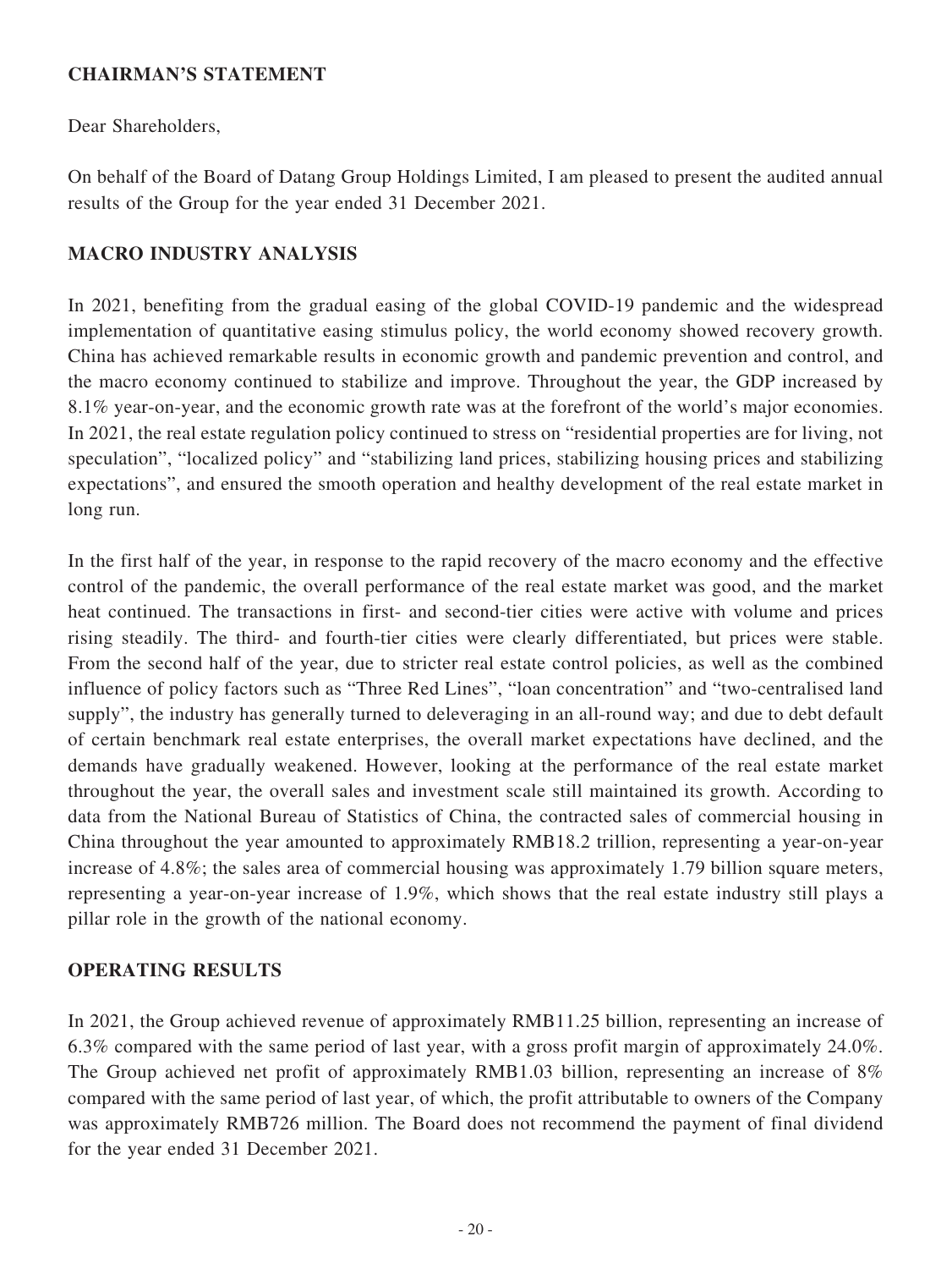## CHAIRMAN'S STATEMENT

Dear Shareholders,

On behalf of the Board of Datang Group Holdings Limited, I am pleased to present the audited annual results of the Group for the year ended 31 December 2021.

## MACRO INDUSTRY ANALYSIS

In 2021, benefiting from the gradual easing of the global COVID-19 pandemic and the widespread implementation of quantitative easing stimulus policy, the world economy showed recovery growth. China has achieved remarkable results in economic growth and pandemic prevention and control, and the macro economy continued to stabilize and improve. Throughout the year, the GDP increased by 8.1% year-on-year, and the economic growth rate was at the forefront of the world's major economies. In 2021, the real estate regulation policy continued to stress on "residential properties are for living, not speculation", "localized policy" and "stabilizing land prices, stabilizing housing prices and stabilizing expectations", and ensured the smooth operation and healthy development of the real estate market in long run.

In the first half of the year, in response to the rapid recovery of the macro economy and the effective control of the pandemic, the overall performance of the real estate market was good, and the market heat continued. The transactions in first- and second-tier cities were active with volume and prices rising steadily. The third- and fourth-tier cities were clearly differentiated, but prices were stable. From the second half of the year, due to stricter real estate control policies, as well as the combined influence of policy factors such as "Three Red Lines", "loan concentration" and "two-centralised land supply", the industry has generally turned to deleveraging in an all-round way; and due to debt default of certain benchmark real estate enterprises, the overall market expectations have declined, and the demands have gradually weakened. However, looking at the performance of the real estate market throughout the year, the overall sales and investment scale still maintained its growth. According to data from the National Bureau of Statistics of China, the contracted sales of commercial housing in China throughout the year amounted to approximately RMB18.2 trillion, representing a year-on-year increase of 4.8%; the sales area of commercial housing was approximately 1.79 billion square meters, representing a year-on-year increase of 1.9%, which shows that the real estate industry still plays a pillar role in the growth of the national economy.

## OPERATING RESULTS

In 2021, the Group achieved revenue of approximately RMB11.25 billion, representing an increase of 6.3% compared with the same period of last year, with a gross profit margin of approximately 24.0%. The Group achieved net profit of approximately RMB1.03 billion, representing an increase of 8% compared with the same period of last year, of which, the profit attributable to owners of the Company was approximately RMB726 million. The Board does not recommend the payment of final dividend for the year ended 31 December 2021.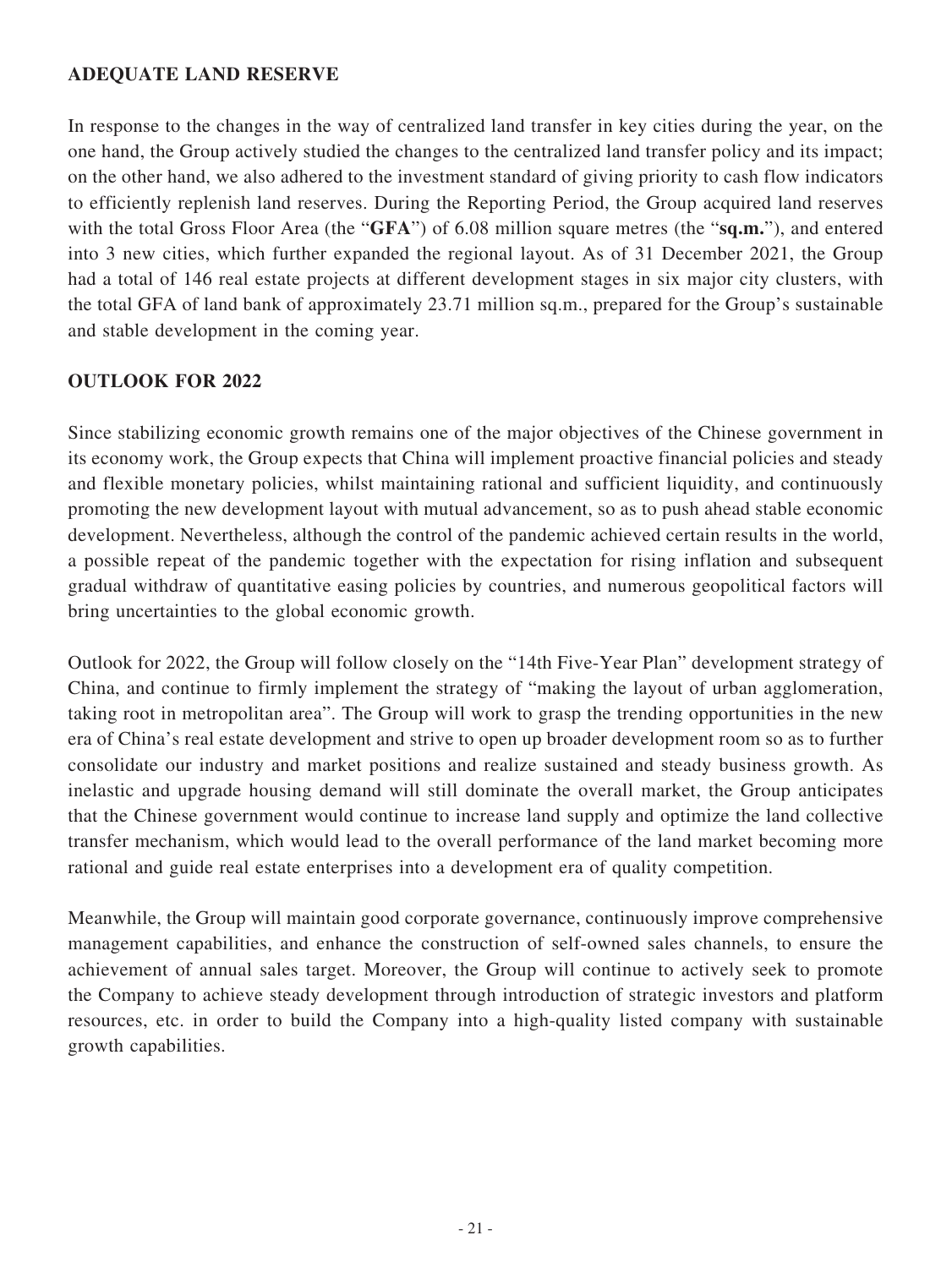## ADEQUATE LAND RESERVE

In response to the changes in the way of centralized land transfer in key cities during the year, on the one hand, the Group actively studied the changes to the centralized land transfer policy and its impact; on the other hand, we also adhered to the investment standard of giving priority to cash flow indicators to efficiently replenish land reserves. During the Reporting Period, the Group acquired land reserves with the total Gross Floor Area (the "**GFA**") of 6.08 million square metres (the "**sq.m.**"), and entered into 3 new cities, which further expanded the regional layout. As of 31 December 2021, the Group had a total of 146 real estate projects at different development stages in six major city clusters, with the total GFA of land bank of approximately 23.71 million sq.m., prepared for the Group's sustainable and stable development in the coming year.

## OUTLOOK FOR 2022

Since stabilizing economic growth remains one of the major objectives of the Chinese government in its economy work, the Group expects that China will implement proactive financial policies and steady and flexible monetary policies, whilst maintaining rational and sufficient liquidity, and continuously promoting the new development layout with mutual advancement, so as to push ahead stable economic development. Nevertheless, although the control of the pandemic achieved certain results in the world, a possible repeat of the pandemic together with the expectation for rising inflation and subsequent gradual withdraw of quantitative easing policies by countries, and numerous geopolitical factors will bring uncertainties to the global economic growth.

Outlook for 2022, the Group will follow closely on the "14th Five-Year Plan" development strategy of China, and continue to firmly implement the strategy of "making the layout of urban agglomeration, taking root in metropolitan area". The Group will work to grasp the trending opportunities in the new era of China's real estate development and strive to open up broader development room so as to further consolidate our industry and market positions and realize sustained and steady business growth. As inelastic and upgrade housing demand will still dominate the overall market, the Group anticipates that the Chinese government would continue to increase land supply and optimize the land collective transfer mechanism, which would lead to the overall performance of the land market becoming more rational and guide real estate enterprises into a development era of quality competition.

Meanwhile, the Group will maintain good corporate governance, continuously improve comprehensive management capabilities, and enhance the construction of self-owned sales channels, to ensure the achievement of annual sales target. Moreover, the Group will continue to actively seek to promote the Company to achieve steady development through introduction of strategic investors and platform resources, etc. in order to build the Company into a high-quality listed company with sustainable growth capabilities.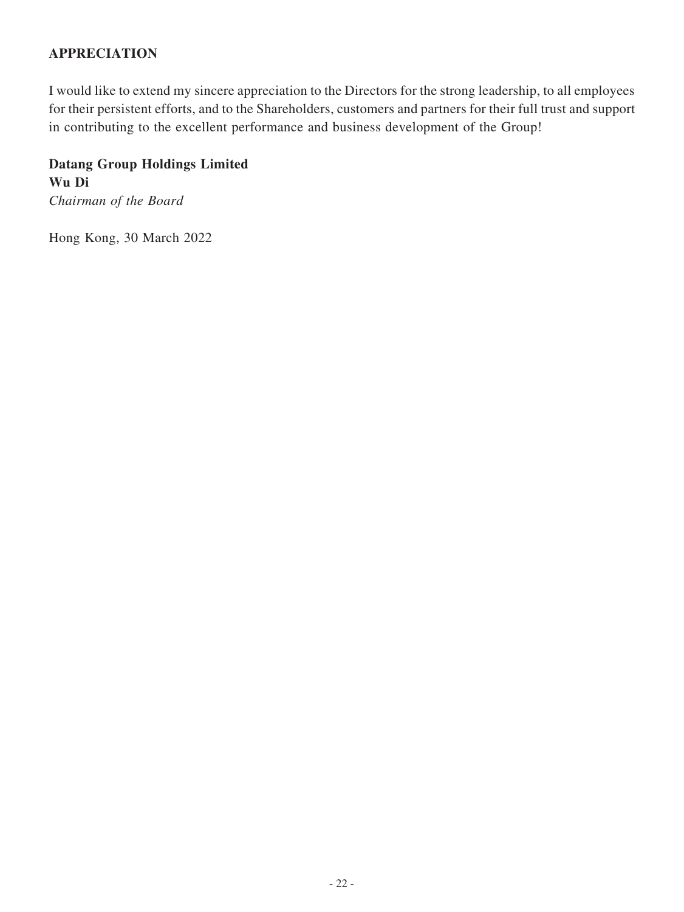## APPRECIATION

I would like to extend my sincere appreciation to the Directors for the strong leadership, to all employees for their persistent efforts, and to the Shareholders, customers and partners for their full trust and support in contributing to the excellent performance and business development of the Group!

**Datang Group Holdings Limited**
**Wu Di**
*Chairman of the Board*

Hong Kong, 30 March 2022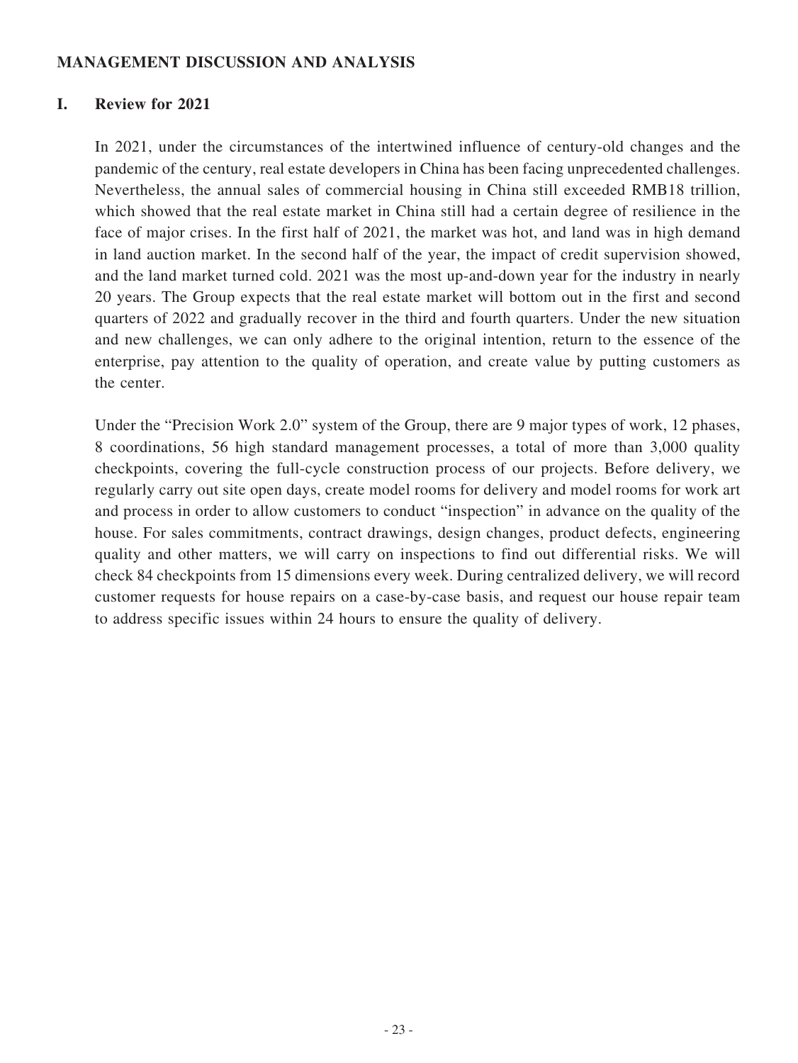## MANAGEMENT DISCUSSION AND ANALYSIS

### I. Review for 2021

In 2021, under the circumstances of the intertwined influence of century-old changes and the pandemic of the century, real estate developers in China has been facing unprecedented challenges. Nevertheless, the annual sales of commercial housing in China still exceeded RMB18 trillion, which showed that the real estate market in China still had a certain degree of resilience in the face of major crises. In the first half of 2021, the market was hot, and land was in high demand in land auction market. In the second half of the year, the impact of credit supervision showed, and the land market turned cold. 2021 was the most up-and-down year for the industry in nearly 20 years. The Group expects that the real estate market will bottom out in the first and second quarters of 2022 and gradually recover in the third and fourth quarters. Under the new situation and new challenges, we can only adhere to the original intention, return to the essence of the enterprise, pay attention to the quality of operation, and create value by putting customers as the center.

Under the "Precision Work 2.0" system of the Group, there are 9 major types of work, 12 phases, 8 coordinations, 56 high standard management processes, a total of more than 3,000 quality checkpoints, covering the full-cycle construction process of our projects. Before delivery, we regularly carry out site open days, create model rooms for delivery and model rooms for work art and process in order to allow customers to conduct "inspection" in advance on the quality of the house. For sales commitments, contract drawings, design changes, product defects, engineering quality and other matters, we will carry on inspections to find out differential risks. We will check 84 checkpoints from 15 dimensions every week. During centralized delivery, we will record customer requests for house repairs on a case-by-case basis, and request our house repair team to address specific issues within 24 hours to ensure the quality of delivery.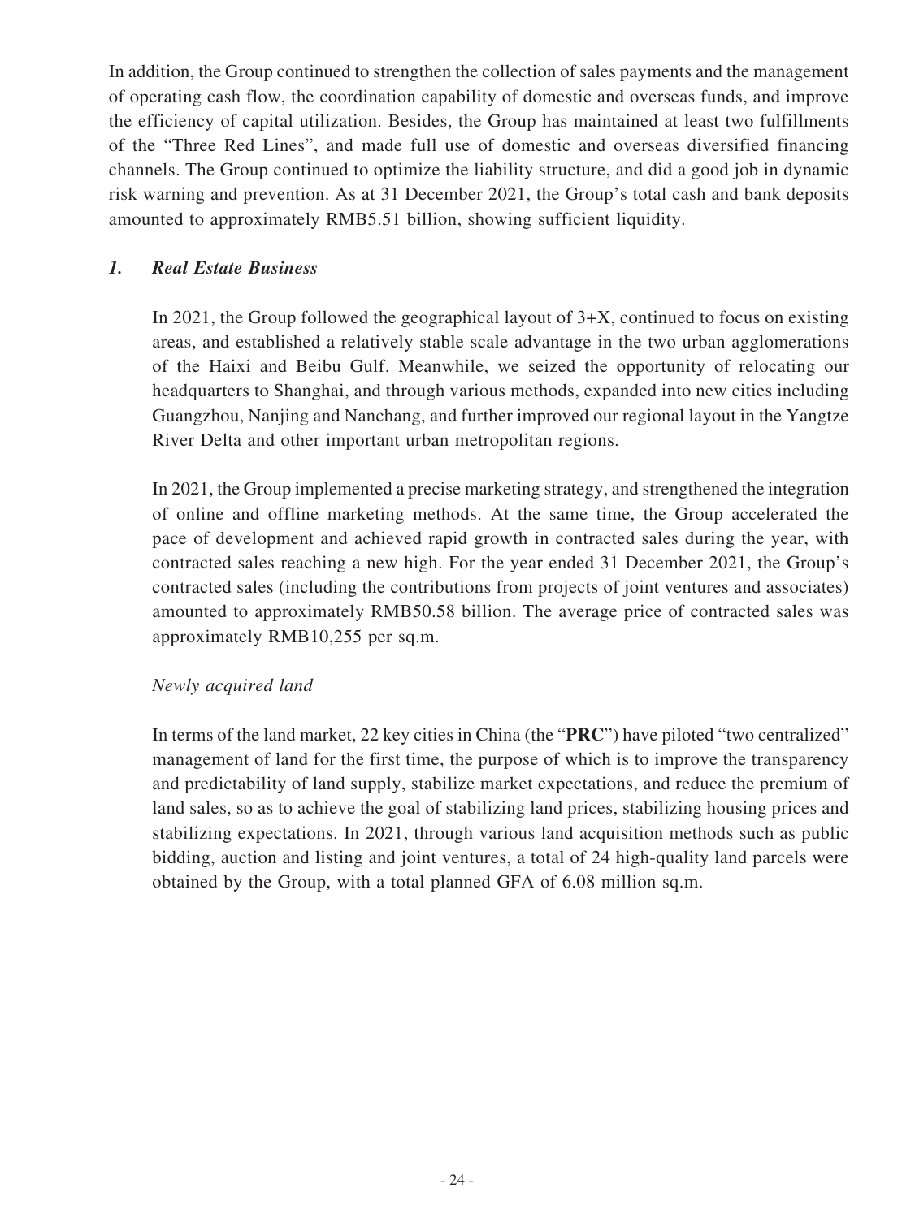In addition, the Group continued to strengthen the collection of sales payments and the management of operating cash flow, the coordination capability of domestic and overseas funds, and improve the efficiency of capital utilization. Besides, the Group has maintained at least two fulfillments of the "Three Red Lines", and made full use of domestic and overseas diversified financing channels. The Group continued to optimize the liability structure, and did a good job in dynamic risk warning and prevention. As at 31 December 2021, the Group's total cash and bank deposits amounted to approximately RMB5.51 billion, showing sufficient liquidity.

### *1. Real Estate Business*

In 2021, the Group followed the geographical layout of 3+X, continued to focus on existing areas, and established a relatively stable scale advantage in the two urban agglomerations of the Haixi and Beibu Gulf. Meanwhile, we seized the opportunity of relocating our headquarters to Shanghai, and through various methods, expanded into new cities including Guangzhou, Nanjing and Nanchang, and further improved our regional layout in the Yangtze River Delta and other important urban metropolitan regions.

In 2021, the Group implemented a precise marketing strategy, and strengthened the integration of online and offline marketing methods. At the same time, the Group accelerated the pace of development and achieved rapid growth in contracted sales during the year, with contracted sales reaching a new high. For the year ended 31 December 2021, the Group's contracted sales (including the contributions from projects of joint ventures and associates) amounted to approximately RMB50.58 billion. The average price of contracted sales was approximately RMB10,255 per sq.m.

*Newly acquired land*

In terms of the land market, 22 key cities in China (the "**PRC**") have piloted "two centralized" management of land for the first time, the purpose of which is to improve the transparency and predictability of land supply, stabilize market expectations, and reduce the premium of land sales, so as to achieve the goal of stabilizing land prices, stabilizing housing prices and stabilizing expectations. In 2021, through various land acquisition methods such as public bidding, auction and listing and joint ventures, a total of 24 high-quality land parcels were obtained by the Group, with a total planned GFA of 6.08 million sq.m.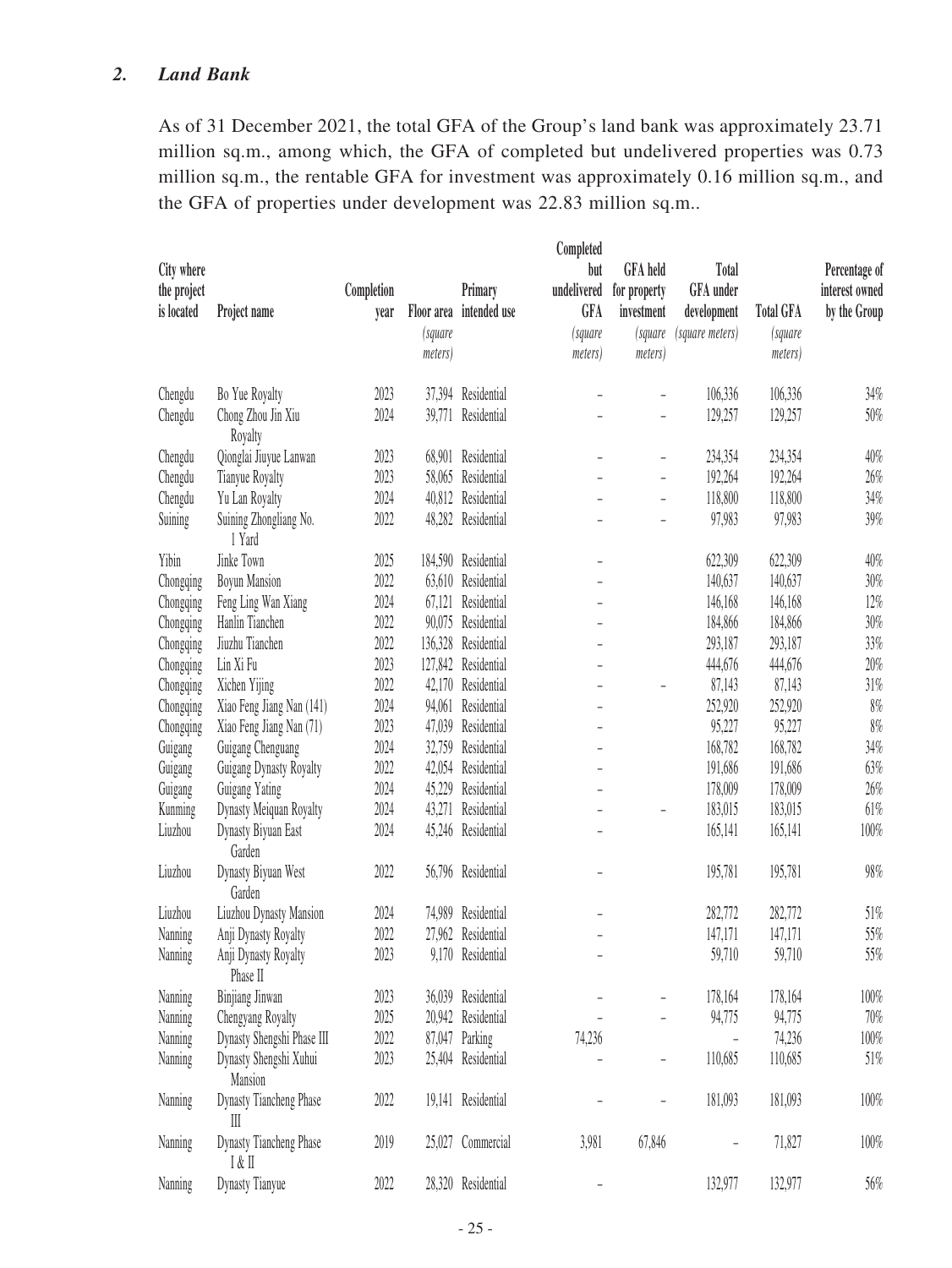### 2. *Land Bank*

As of 31 December 2021, the total GFA of the Group's land bank was approximately 23.71 million sq.m., among which, the GFA of completed but undelivered properties was 0.73 million sq.m., the rentable GFA for investment was approximately 0.16 million sq.m., and the GFA of properties under development was 22.83 million sq.m..

| City where the project is located | Project name | Completion year | Floor area *(square meters)* | Primary intended use | Completed but undelivered GFA *(square meters)* | GFA held for property investment *(square meters)* | Total GFA under development *(square meters)* | Total GFA *(square meters)* | Percentage of interest owned by the Group |
|---|---|---|---|---|---|---|---|---|---|
| Chengdu | Bo Yue Royalty | 2023 | 37,394 | Residential | – | – | 106,336 | 106,336 | 34% |
| Chengdu | Chong Zhou Jin Xiu Royalty | 2024 | 39,771 | Residential | – | – | 129,257 | 129,257 | 50% |
| Chengdu | Qionglai Jiuyue Lanwan | 2023 | 68,901 | Residential | – | – | 234,354 | 234,354 | 40% |
| Chengdu | Tianyue Royalty | 2023 | 58,065 | Residential | – | – | 192,264 | 192,264 | 26% |
| Chengdu | Yu Lan Royalty | 2024 | 40,812 | Residential | – | – | 118,800 | 118,800 | 34% |
| Suining | Suining Zhongliang No. 1 Yard | 2022 | 48,282 | Residential | – | – | 97,983 | 97,983 | 39% |
| Yibin | Jinke Town | 2025 | 184,590 | Residential | – | | 622,309 | 622,309 | 40% |
| Chongqing | Boyun Mansion | 2022 | 63,610 | Residential | – | | 140,637 | 140,637 | 30% |
| Chongqing | Feng Ling Wan Xiang | 2024 | 67,121 | Residential | – | | 146,168 | 146,168 | 12% |
| Chongqing | Hanlin Tianchen | 2022 | 90,075 | Residential | – | | 184,866 | 184,866 | 30% |
| Chongqing | Jiuzhu Tianchen | 2022 | 136,328 | Residential | – | | 293,187 | 293,187 | 33% |
| Chongqing | Lin Xi Fu | 2023 | 127,842 | Residential | – | | 444,676 | 444,676 | 20% |
| Chongqing | Xichen Yijing | 2022 | 42,170 | Residential | – | – | 87,143 | 87,143 | 31% |
| Chongqing | Xiao Feng Jiang Nan (141) | 2024 | 94,061 | Residential | – | | 252,920 | 252,920 | 8% |
| Chongqing | Xiao Feng Jiang Nan (71) | 2023 | 47,039 | Residential | – | | 95,227 | 95,227 | 8% |
| Guigang | Guigang Chenguang | 2024 | 32,759 | Residential | – | | 168,782 | 168,782 | 34% |
| Guigang | Guigang Dynasty Royalty | 2022 | 42,054 | Residential | – | | 191,686 | 191,686 | 63% |
| Guigang | Guigang Yating | 2024 | 45,229 | Residential | – | | 178,009 | 178,009 | 26% |
| Kunming | Dynasty Meiquan Royalty | 2024 | 43,271 | Residential | – | – | 183,015 | 183,015 | 61% |
| Liuzhou | Dynasty Biyuan East Garden | 2024 | 45,246 | Residential | – | | 165,141 | 165,141 | 100% |
| Liuzhou | Dynasty Biyuan West Garden | 2022 | 56,796 | Residential | – | | 195,781 | 195,781 | 98% |
| Liuzhou | Liuzhou Dynasty Mansion | 2024 | 74,989 | Residential | – | | 282,772 | 282,772 | 51% |
| Nanning | Anji Dynasty Royalty | 2022 | 27,962 | Residential | – | | 147,171 | 147,171 | 55% |
| Nanning | Anji Dynasty Royalty Phase II | 2023 | 9,170 | Residential | – | | 59,710 | 59,710 | 55% |
| Nanning | Binjiang Jinwan | 2023 | 36,039 | Residential | – | – | 178,164 | 178,164 | 100% |
| Nanning | Chengyang Royalty | 2025 | 20,942 | Residential | – | – | 94,775 | 94,775 | 70% |
| Nanning | Dynasty Shengshi Phase III | 2022 | 87,047 | Parking | 74,236 | | – | 74,236 | 100% |
| Nanning | Dynasty Shengshi Xuhui Mansion | 2023 | 25,404 | Residential | – | – | 110,685 | 110,685 | 51% |
| Nanning | Dynasty Tiancheng Phase III | 2022 | 19,141 | Residential | – | – | 181,093 | 181,093 | 100% |
| Nanning | Dynasty Tiancheng Phase I & II | 2019 | 25,027 | Commercial | 3,981 | 67,846 | – | 71,827 | 100% |
| Nanning | Dynasty Tianyue | 2022 | 28,320 | Residential | – | | 132,977 | 132,977 | 56% |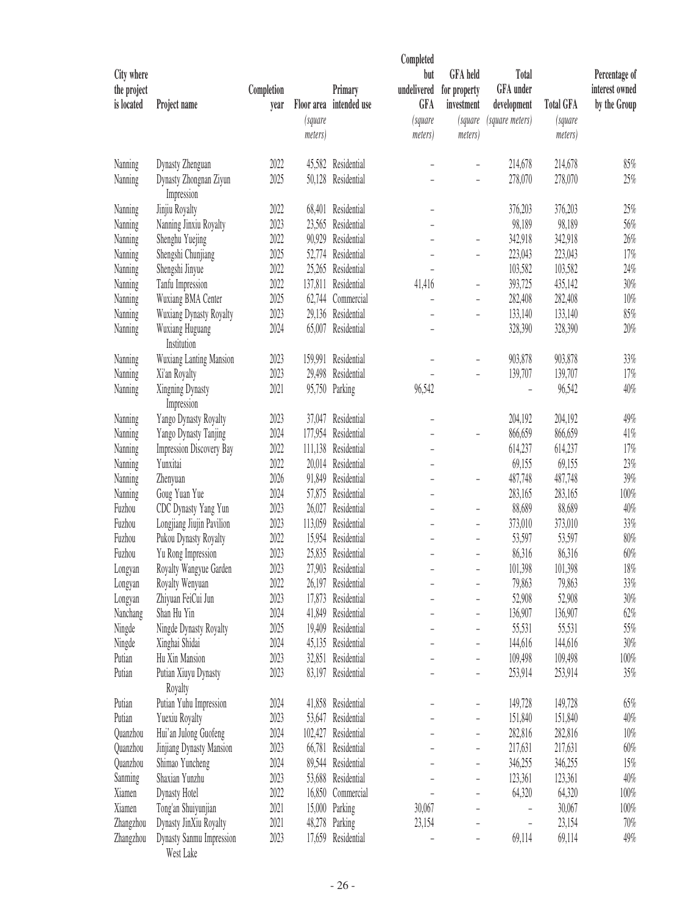| City where the project is located | Project name | Completion year | Floor area *(square meters)* | Primary intended use | Completed but undelivered GFA *(square meters)* | GFA held for property investment *(square meters)* | Total GFA under development *(square meters)* | Total GFA *(square meters)* | Percentage of interest owned by the Group |
|---|---|---|---|---|---|---|---|---|---|
| Nanning | Dynasty Zhenguan | 2022 | 45,582 | Residential | – | – | 214,678 | 214,678 | 85% |
| Nanning | Dynasty Zhongnan Ziyun Impression | 2025 | 50,128 | Residential | – | – | 278,070 | 278,070 | 25% |
| Nanning | Jinjiu Royalty | 2022 | 68,401 | Residential | – | | 376,203 | 376,203 | 25% |
| Nanning | Nanning Jinxiu Royalty | 2023 | 23,565 | Residential | – | | 98,189 | 98,189 | 56% |
| Nanning | Shenghu Yuejing | 2022 | 90,929 | Residential | – | – | 342,918 | 342,918 | 26% |
| Nanning | Shengshi Chunjiang | 2025 | 52,774 | Residential | – | – | 223,043 | 223,043 | 17% |
| Nanning | Shengshi Jinyue | 2022 | 25,265 | Residential | – | | 103,582 | 103,582 | 24% |
| Nanning | Tanfu Impression | 2022 | 137,811 | Residential | 41,416 | – | 393,725 | 435,142 | 30% |
| Nanning | Wuxiang BMA Center | 2025 | 62,744 | Commercial | – | – | 282,408 | 282,408 | 10% |
| Nanning | Wuxiang Dynasty Royalty | 2023 | 29,136 | Residential | – | – | 133,140 | 133,140 | 85% |
| Nanning | Wuxiang Huguang Institution | 2024 | 65,007 | Residential | – | | 328,390 | 328,390 | 20% |
| Nanning | Wuxiang Lanting Mansion | 2023 | 159,991 | Residential | – | – | 903,878 | 903,878 | 33% |
| Nanning | Xi'an Royalty | 2023 | 29,498 | Residential | – | – | 139,707 | 139,707 | 17% |
| Nanning | Xingning Dynasty Impression | 2021 | 95,750 | Parking | 96,542 | | – | 96,542 | 40% |
| Nanning | Yango Dynasty Royalty | 2023 | 37,047 | Residential | – | | 204,192 | 204,192 | 49% |
| Nanning | Yango Dynasty Tanjing | 2024 | 177,954 | Residential | – | – | 866,659 | 866,659 | 41% |
| Nanning | Impression Discovery Bay | 2022 | 111,138 | Residential | – | | 614,237 | 614,237 | 17% |
| Nanning | Yunxitai | 2022 | 20,014 | Residential | – | | 69,155 | 69,155 | 23% |
| Nanning | Zhenyuan | 2026 | 91,849 | Residential | – | – | 487,748 | 487,748 | 39% |
| Nanning | Goug Yuan Yue | 2024 | 57,875 | Residential | – | | 283,165 | 283,165 | 100% |
| Fuzhou | CDC Dynasty Yang Yun | 2023 | 26,027 | Residential | – | – | 88,689 | 88,689 | 40% |
| Fuzhou | Longjiang Jiujin Pavilion | 2023 | 113,059 | Residential | – | – | 373,010 | 373,010 | 33% |
| Fuzhou | Pukou Dynasty Royalty | 2022 | 15,954 | Residential | – | – | 53,597 | 53,597 | 80% |
| Fuzhou | Yu Rong Impression | 2023 | 25,835 | Residential | – | – | 86,316 | 86,316 | 60% |
| Longyan | Royalty Wangyue Garden | 2023 | 27,903 | Residential | – | – | 101,398 | 101,398 | 18% |
| Longyan | Royalty Wenyuan | 2022 | 26,197 | Residential | – | – | 79,863 | 79,863 | 33% |
| Longyan | Zhiyuan FeiCui Jun | 2023 | 17,873 | Residential | – | – | 52,908 | 52,908 | 30% |
| Nanchang | Shan Hu Yin | 2024 | 41,849 | Residential | – | – | 136,907 | 136,907 | 62% |
| Ningde | Ningde Dynasty Royalty | 2025 | 19,409 | Residential | – | – | 55,531 | 55,531 | 55% |
| Ningde | Xinghai Shidai | 2024 | 45,135 | Residential | – | – | 144,616 | 144,616 | 30% |
| Putian | Hu Xin Mansion | 2023 | 32,851 | Residential | – | – | 109,498 | 109,498 | 100% |
| Putian | Putian Xiuyu Dynasty Royalty | 2023 | 83,197 | Residential | – | – | 253,914 | 253,914 | 35% |
| Putian | Putian Yuhu Impression | 2024 | 41,858 | Residential | – | – | 149,728 | 149,728 | 65% |
| Putian | Yuexiu Royalty | 2023 | 53,647 | Residential | – | – | 151,840 | 151,840 | 40% |
| Quanzhou | Hui'an Julong Guofeng | 2024 | 102,427 | Residential | – | – | 282,816 | 282,816 | 10% |
| Quanzhou | Jinjiang Dynasty Mansion | 2023 | 66,781 | Residential | – | – | 217,631 | 217,631 | 60% |
| Quanzhou | Shimao Yuncheng | 2024 | 89,544 | Residential | – | – | 346,255 | 346,255 | 15% |
| Sanming | Shaxian Yunzhu | 2023 | 53,688 | Residential | – | – | 123,361 | 123,361 | 40% |
| Xiamen | Dynasty Hotel | 2022 | 16,850 | Commercial | – | – | 64,320 | 64,320 | 100% |
| Xiamen | Tong'an Shuiyunjian | 2021 | 15,000 | Parking | 30,067 | – | – | 30,067 | 100% |
| Zhangzhou | Dynasty JinXiu Royalty | 2021 | 48,278 | Parking | 23,154 | – | – | 23,154 | 70% |
| Zhangzhou | Dynasty Sanmu Impression West Lake | 2023 | 17,659 | Residential | – | – | 69,114 | 69,114 | 49% |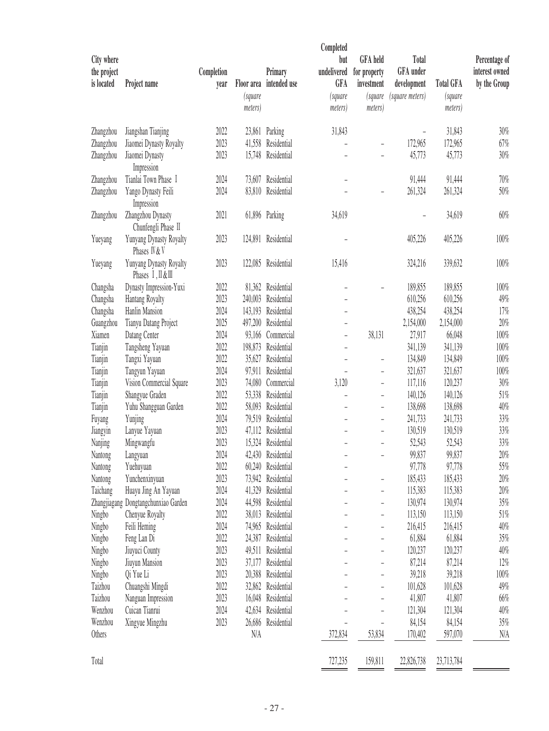| City where the project is located | Project name | Completion year | Floor area | Primary intended use | Completed but undelivered GFA | GFA held for property investment | Total GFA under development | Total GFA | Percentage of interest owned by the Group |
|---|---|---|---|---|---|---|---|---|---|
| | | | *(square meters)* | | *(square meters)* | *(square meters)* | *(square meters)* | *(square meters)* | |
| Zhangzhou | Jiangshan Tianjing | 2022 | 23,861 | Parking | 31,843 | | – | 31,843 | 30% |
| Zhangzhou | Jiaomei Dynasty Royalty | 2023 | 41,558 | Residential | – | – | 172,965 | 172,965 | 67% |
| Zhangzhou | Jiaomei Dynasty Impression | 2023 | 15,748 | Residential | – | – | 45,773 | 45,773 | 30% |
| Zhangzhou | Tianlai Town Phase Ⅰ | 2024 | 73,607 | Residential | – | | 91,444 | 91,444 | 70% |
| Zhangzhou | Yango Dynasty Feili Impression | 2024 | 83,810 | Residential | – | – | 261,324 | 261,324 | 50% |
| Zhangzhou | Zhangzhou Dynasty Chunfengli Phase Ⅱ | 2021 | 61,896 | Parking | 34,619 | | – | 34,619 | 60% |
| Yueyang | Yunyang Dynasty Royalty Phases Ⅳ & Ⅴ | 2023 | 124,891 | Residential | – | | 405,226 | 405,226 | 100% |
| Yueyang | Yunyang Dynasty Royalty Phases Ⅰ, Ⅱ & Ⅲ | 2023 | 122,085 | Residential | 15,416 | | 324,216 | 339,632 | 100% |
| Changsha | Dynasty Impression-Yuxi | 2022 | 81,362 | Residential | – | – | 189,855 | 189,855 | 100% |
| Changsha | Hantang Royalty | 2023 | 240,003 | Residential | – | | 610,256 | 610,256 | 49% |
| Changsha | Hanlin Mansion | 2024 | 143,193 | Residential | – | | 438,254 | 438,254 | 17% |
| Guangzhou | Tianyu Datang Project | 2025 | 497,200 | Residential | – | | 2,154,000 | 2,154,000 | 20% |
| Xiamen | Datang Center | 2024 | 93,166 | Commercial | – | 38,131 | 27,917 | 66,048 | 100% |
| Tianjin | Tangsheng Yayuan | 2022 | 198,873 | Residential | – | | 341,139 | 341,139 | 100% |
| Tianjin | Tangxi Yayuan | 2022 | 35,627 | Residential | – | – | 134,849 | 134,849 | 100% |
| Tianjin | Tangyun Yayuan | 2024 | 97,911 | Residential | – | – | 321,637 | 321,637 | 100% |
| Tianjin | Vision Commercial Square | 2023 | 74,080 | Commercial | 3,120 | – | 117,116 | 120,237 | 30% |
| Tianjin | Shangyue Graden | 2022 | 53,338 | Residential | – | – | 140,126 | 140,126 | 51% |
| Tianjin | Yuhu Shangguan Garden | 2022 | 58,093 | Residential | – | – | 138,698 | 138,698 | 40% |
| Fuyang | Yunjing | 2024 | 79,519 | Residential | – | – | 241,733 | 241,733 | 33% |
| Jiangyin | Lanyue Yayuan | 2023 | 47,112 | Residential | – | – | 130,519 | 130,519 | 33% |
| Nanjing | Mingwangfu | 2023 | 15,324 | Residential | – | – | 52,543 | 52,543 | 33% |
| Nantong | Langyuan | 2024 | 42,430 | Residential | – | – | 99,837 | 99,837 | 20% |
| Nantong | Yuehuyuan | 2022 | 60,240 | Residential | – | | 97,778 | 97,778 | 55% |
| Nantong | Yunchenxinyuan | 2023 | 73,942 | Residential | – | – | 185,433 | 185,433 | 20% |
| Taichang | Huayu Jing An Yayuan | 2024 | 41,329 | Residential | – | – | 115,383 | 115,383 | 20% |
| Zhangjiagang | Dongtangchunxiao Garden | 2024 | 44,598 | Residential | – | – | 130,974 | 130,974 | 35% |
| Ningbo | Chenyue Royalty | 2022 | 38,013 | Residential | – | – | 113,150 | 113,150 | 51% |
| Ningbo | Feili Heming | 2024 | 74,965 | Residential | – | – | 216,415 | 216,415 | 40% |
| Ningbo | Feng Lan Di | 2022 | 24,387 | Residential | – | – | 61,884 | 61,884 | 35% |
| Ningbo | Jiuyuci County | 2023 | 49,511 | Residential | – | – | 120,237 | 120,237 | 40% |
| Ningbo | Jiuyun Mansion | 2023 | 37,177 | Residential | – | – | 87,214 | 87,214 | 12% |
| Ningbo | Qi Yue Li | 2023 | 20,388 | Residential | – | – | 39,218 | 39,218 | 100% |
| Taizhou | Chuangshi Mingdi | 2022 | 32,862 | Residential | – | – | 101,628 | 101,628 | 49% |
| Taizhou | Nanguan Impression | 2023 | 16,048 | Residential | – | – | 41,807 | 41,807 | 66% |
| Wenzhou | Cuican Tianrui | 2024 | 42,634 | Residential | – | – | 121,304 | 121,304 | 40% |
| Wenzhou | Xingyue Mingzhu | 2023 | 26,686 | Residential | – | – | 84,154 | 84,154 | 35% |
| Others | | | N/A | | 372,834 | 53,834 | 170,402 | 597,070 | N/A |
| Total | | | | | 727,235 | 159,811 | 22,826,738 | 23,713,784 | |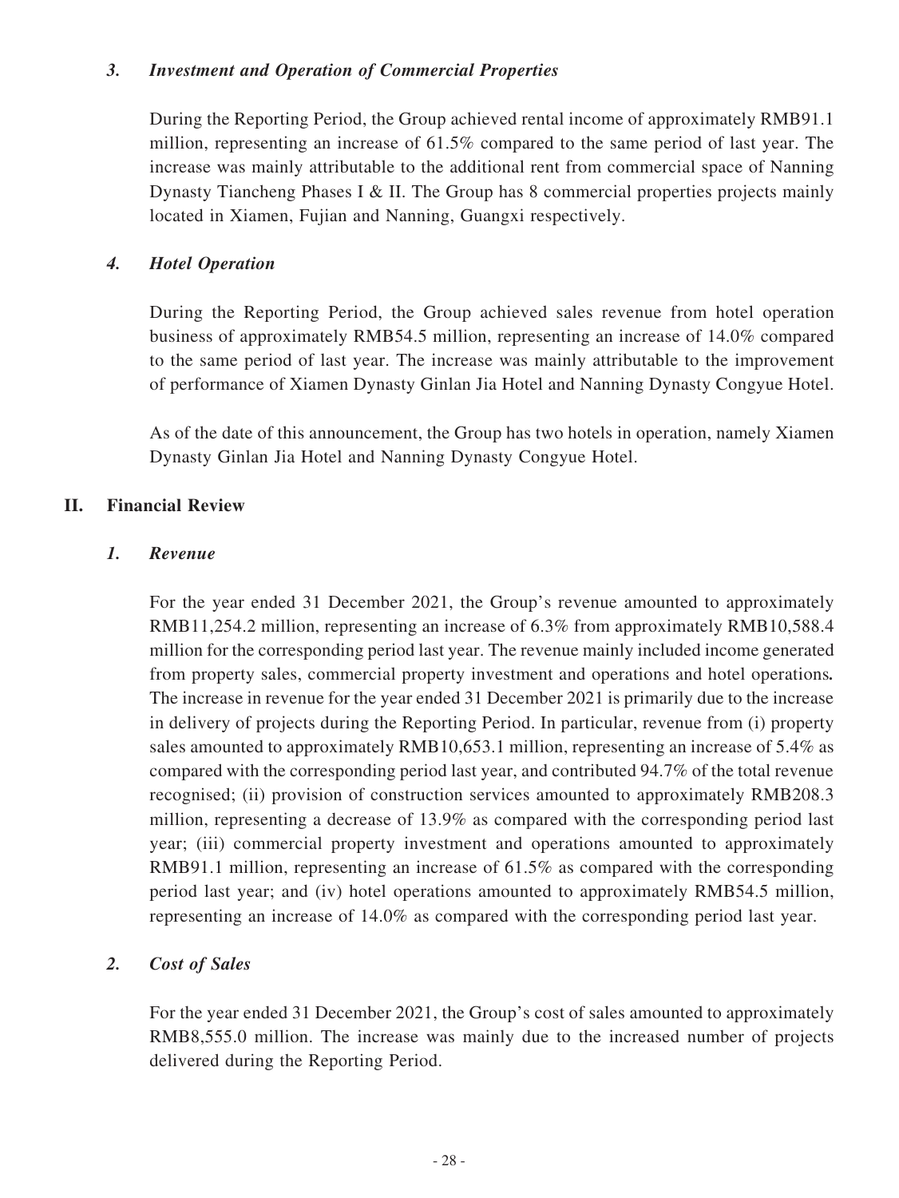### *3. Investment and Operation of Commercial Properties*

During the Reporting Period, the Group achieved rental income of approximately RMB91.1 million, representing an increase of 61.5% compared to the same period of last year. The increase was mainly attributable to the additional rent from commercial space of Nanning Dynasty Tiancheng Phases I & II. The Group has 8 commercial properties projects mainly located in Xiamen, Fujian and Nanning, Guangxi respectively.

### *4. Hotel Operation*

During the Reporting Period, the Group achieved sales revenue from hotel operation business of approximately RMB54.5 million, representing an increase of 14.0% compared to the same period of last year. The increase was mainly attributable to the improvement of performance of Xiamen Dynasty Ginlan Jia Hotel and Nanning Dynasty Congyue Hotel.

As of the date of this announcement, the Group has two hotels in operation, namely Xiamen Dynasty Ginlan Jia Hotel and Nanning Dynasty Congyue Hotel.

## II. Financial Review

### *1. Revenue*

For the year ended 31 December 2021, the Group's revenue amounted to approximately RMB11,254.2 million, representing an increase of 6.3% from approximately RMB10,588.4 million for the corresponding period last year. The revenue mainly included income generated from property sales, commercial property investment and operations and hotel operations**.** The increase in revenue for the year ended 31 December 2021 is primarily due to the increase in delivery of projects during the Reporting Period. In particular, revenue from (i) property sales amounted to approximately RMB10,653.1 million, representing an increase of 5.4% as compared with the corresponding period last year, and contributed 94.7% of the total revenue recognised; (ii) provision of construction services amounted to approximately RMB208.3 million, representing a decrease of 13.9% as compared with the corresponding period last year; (iii) commercial property investment and operations amounted to approximately RMB91.1 million, representing an increase of 61.5% as compared with the corresponding period last year; and (iv) hotel operations amounted to approximately RMB54.5 million, representing an increase of 14.0% as compared with the corresponding period last year.

### *2. Cost of Sales*

For the year ended 31 December 2021, the Group's cost of sales amounted to approximately RMB8,555.0 million. The increase was mainly due to the increased number of projects delivered during the Reporting Period.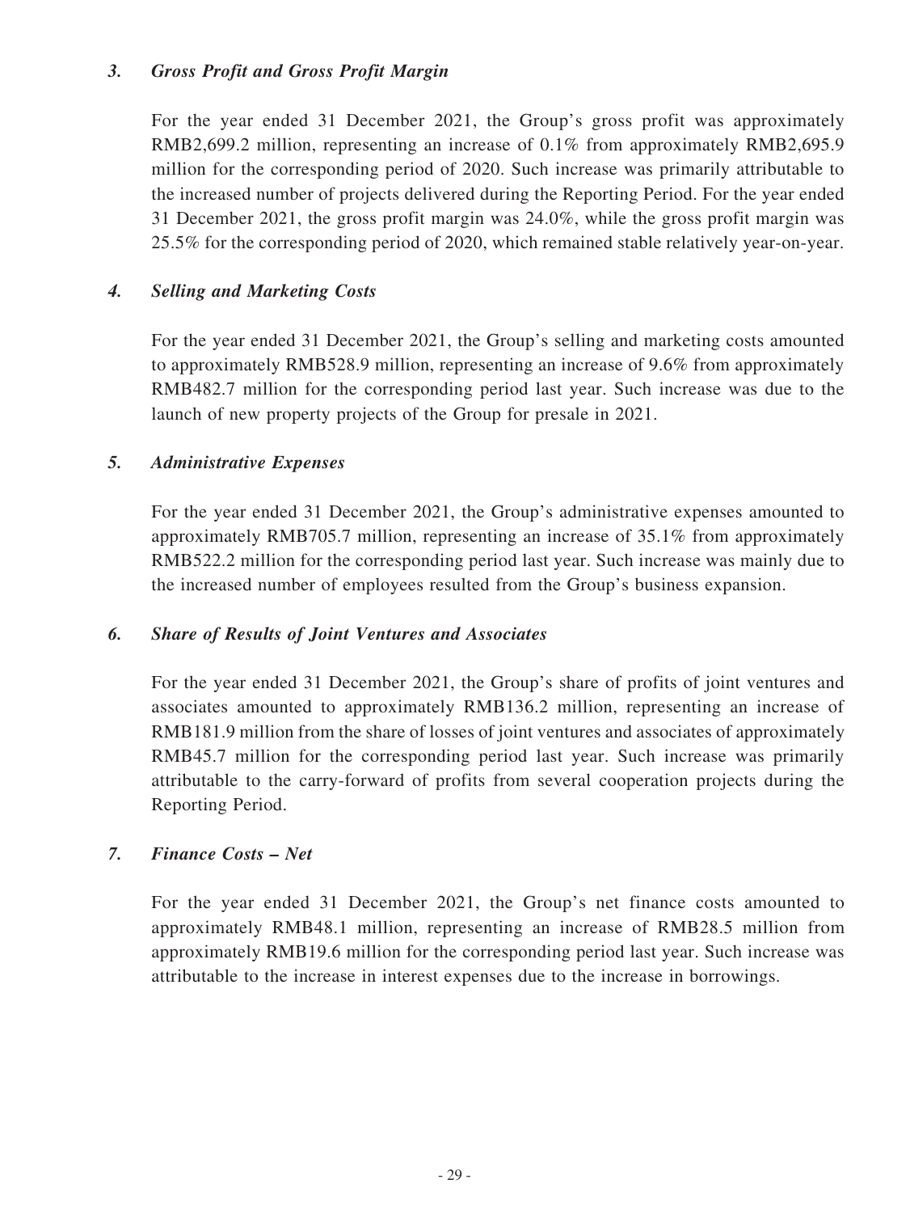### *3. Gross Profit and Gross Profit Margin*

For the year ended 31 December 2021, the Group's gross profit was approximately RMB2,699.2 million, representing an increase of 0.1% from approximately RMB2,695.9 million for the corresponding period of 2020. Such increase was primarily attributable to the increased number of projects delivered during the Reporting Period. For the year ended 31 December 2021, the gross profit margin was 24.0%, while the gross profit margin was 25.5% for the corresponding period of 2020, which remained stable relatively year-on-year.

### *4. Selling and Marketing Costs*

For the year ended 31 December 2021, the Group's selling and marketing costs amounted to approximately RMB528.9 million, representing an increase of 9.6% from approximately RMB482.7 million for the corresponding period last year. Such increase was due to the launch of new property projects of the Group for presale in 2021.

### *5. Administrative Expenses*

For the year ended 31 December 2021, the Group's administrative expenses amounted to approximately RMB705.7 million, representing an increase of 35.1% from approximately RMB522.2 million for the corresponding period last year. Such increase was mainly due to the increased number of employees resulted from the Group's business expansion.

### *6. Share of Results of Joint Ventures and Associates*

For the year ended 31 December 2021, the Group's share of profits of joint ventures and associates amounted to approximately RMB136.2 million, representing an increase of RMB181.9 million from the share of losses of joint ventures and associates of approximately RMB45.7 million for the corresponding period last year. Such increase was primarily attributable to the carry-forward of profits from several cooperation projects during the Reporting Period.

### *7. Finance Costs – Net*

For the year ended 31 December 2021, the Group's net finance costs amounted to approximately RMB48.1 million, representing an increase of RMB28.5 million from approximately RMB19.6 million for the corresponding period last year. Such increase was attributable to the increase in interest expenses due to the increase in borrowings.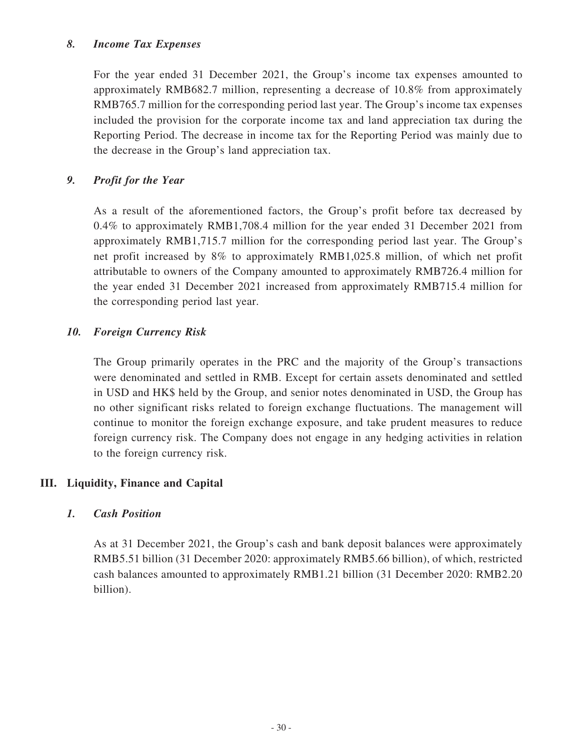### *8. Income Tax Expenses*

For the year ended 31 December 2021, the Group's income tax expenses amounted to approximately RMB682.7 million, representing a decrease of 10.8% from approximately RMB765.7 million for the corresponding period last year. The Group's income tax expenses included the provision for the corporate income tax and land appreciation tax during the Reporting Period. The decrease in income tax for the Reporting Period was mainly due to the decrease in the Group's land appreciation tax.

### *9. Profit for the Year*

As a result of the aforementioned factors, the Group's profit before tax decreased by 0.4% to approximately RMB1,708.4 million for the year ended 31 December 2021 from approximately RMB1,715.7 million for the corresponding period last year. The Group's net profit increased by 8% to approximately RMB1,025.8 million, of which net profit attributable to owners of the Company amounted to approximately RMB726.4 million for the year ended 31 December 2021 increased from approximately RMB715.4 million for the corresponding period last year.

### *10. Foreign Currency Risk*

The Group primarily operates in the PRC and the majority of the Group's transactions were denominated and settled in RMB. Except for certain assets denominated and settled in USD and HK$ held by the Group, and senior notes denominated in USD, the Group has no other significant risks related to foreign exchange fluctuations. The management will continue to monitor the foreign exchange exposure, and take prudent measures to reduce foreign currency risk. The Company does not engage in any hedging activities in relation to the foreign currency risk.

## III. Liquidity, Finance and Capital

### *1. Cash Position*

As at 31 December 2021, the Group's cash and bank deposit balances were approximately RMB5.51 billion (31 December 2020: approximately RMB5.66 billion), of which, restricted cash balances amounted to approximately RMB1.21 billion (31 December 2020: RMB2.20 billion).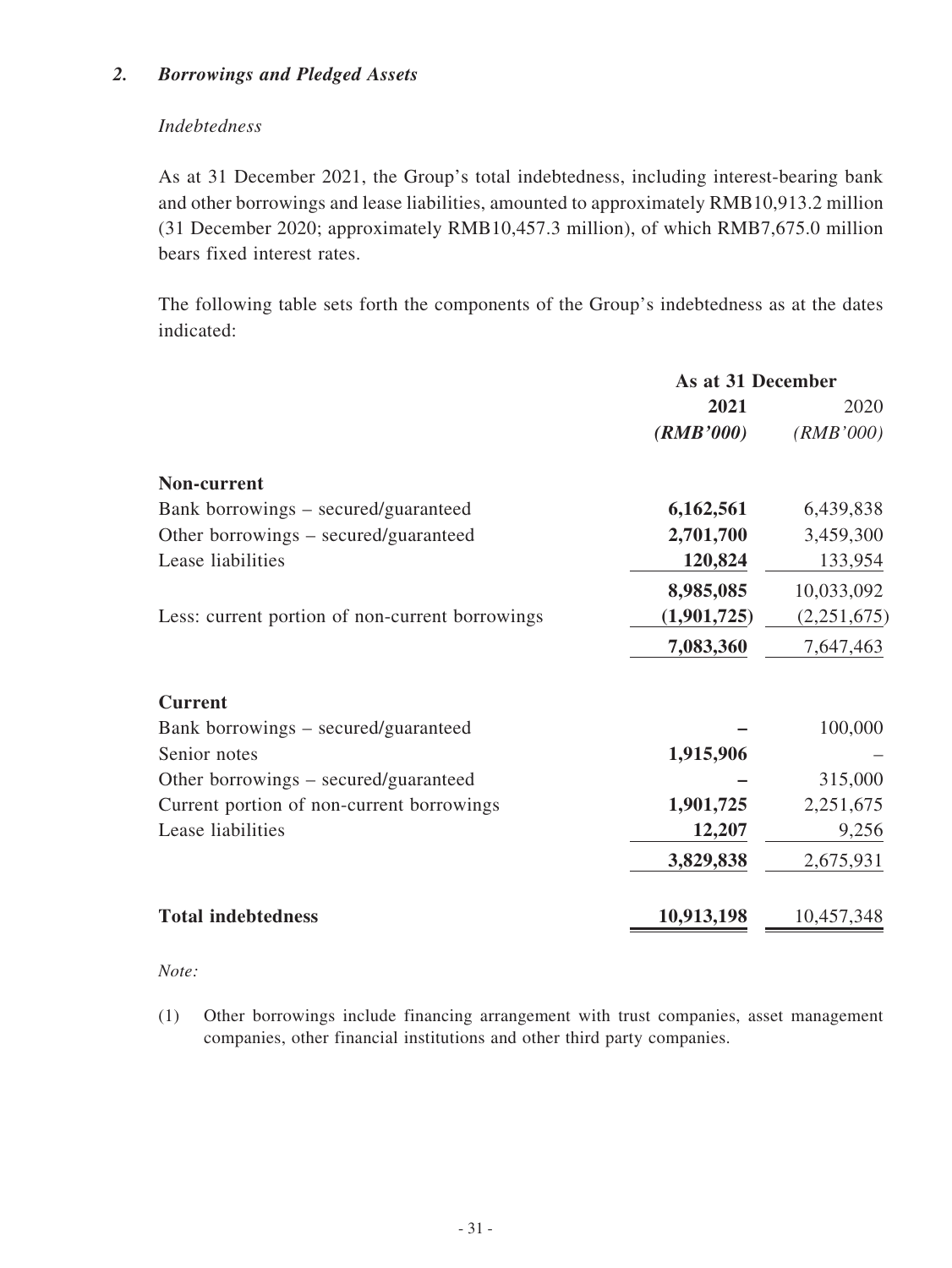## *2. Borrowings and Pledged Assets*

*Indebtedness*

As at 31 December 2021, the Group's total indebtedness, including interest-bearing bank and other borrowings and lease liabilities, amounted to approximately RMB10,913.2 million (31 December 2020; approximately RMB10,457.3 million), of which RMB7,675.0 million bears fixed interest rates.

The following table sets forth the components of the Group's indebtedness as at the dates indicated:

| | As at 31 December | |
|---|---|---|
| | **2021** | 2020 |
| | ***(RMB'000)*** | *(RMB'000)* |
| **Non-current** | | |
| Bank borrowings – secured/guaranteed | **6,162,561** | 6,439,838 |
| Other borrowings – secured/guaranteed | **2,701,700** | 3,459,300 |
| Lease liabilities | **120,824** | 133,954 |
| | **8,985,085** | 10,033,092 |
| Less: current portion of non-current borrowings | **(1,901,725)** | (2,251,675) |
| | **7,083,360** | 7,647,463 |
| **Current** | | |
| Bank borrowings – secured/guaranteed | **–** | 100,000 |
| Senior notes | **1,915,906** | – |
| Other borrowings – secured/guaranteed | **–** | 315,000 |
| Current portion of non-current borrowings | **1,901,725** | 2,251,675 |
| Lease liabilities | **12,207** | 9,256 |
| | **3,829,838** | 2,675,931 |
| **Total indebtedness** | **10,913,198** | 10,457,348 |

*Note:*

(1) Other borrowings include financing arrangement with trust companies, asset management companies, other financial institutions and other third party companies.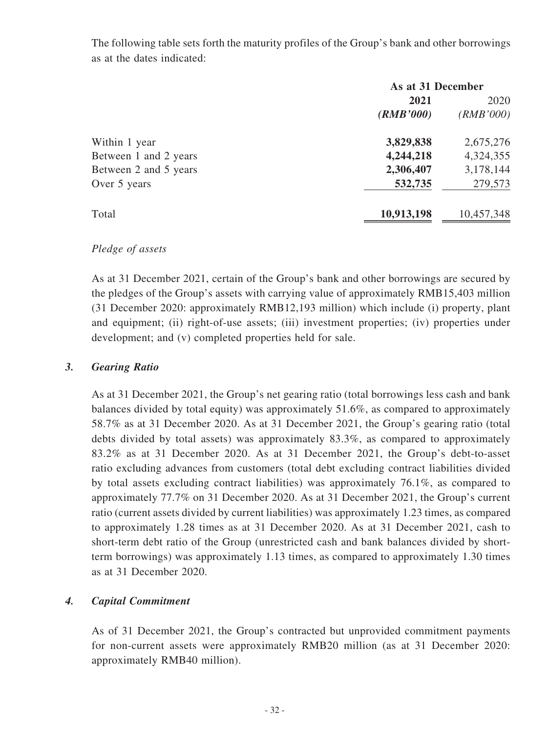The following table sets forth the maturity profiles of the Group's bank and other borrowings as at the dates indicated:

| | As at 31 December | |
|---|---|---|
| | **2021** | 2020 |
| | ***(RMB'000)*** | *(RMB'000)* |
| Within 1 year | **3,829,838** | 2,675,276 |
| Between 1 and 2 years | **4,244,218** | 4,324,355 |
| Between 2 and 5 years | **2,306,407** | 3,178,144 |
| Over 5 years | **532,735** | 279,573 |
| Total | **10,913,198** | 10,457,348 |

*Pledge of assets*

As at 31 December 2021, certain of the Group's bank and other borrowings are secured by the pledges of the Group's assets with carrying value of approximately RMB15,403 million (31 December 2020: approximately RMB12,193 million) which include (i) property, plant and equipment; (ii) right-of-use assets; (iii) investment properties; (iv) properties under development; and (v) completed properties held for sale.

### *3. Gearing Ratio*

As at 31 December 2021, the Group's net gearing ratio (total borrowings less cash and bank balances divided by total equity) was approximately 51.6%, as compared to approximately 58.7% as at 31 December 2020. As at 31 December 2021, the Group's gearing ratio (total debts divided by total assets) was approximately 83.3%, as compared to approximately 83.2% as at 31 December 2020. As at 31 December 2021, the Group's debt-to-asset ratio excluding advances from customers (total debt excluding contract liabilities divided by total assets excluding contract liabilities) was approximately 76.1%, as compared to approximately 77.7% on 31 December 2020. As at 31 December 2021, the Group's current ratio (current assets divided by current liabilities) was approximately 1.23 times, as compared to approximately 1.28 times as at 31 December 2020. As at 31 December 2021, cash to short-term debt ratio of the Group (unrestricted cash and bank balances divided by short-term borrowings) was approximately 1.13 times, as compared to approximately 1.30 times as at 31 December 2020.

### *4. Capital Commitment*

As of 31 December 2021, the Group's contracted but unprovided commitment payments for non-current assets were approximately RMB20 million (as at 31 December 2020: approximately RMB40 million).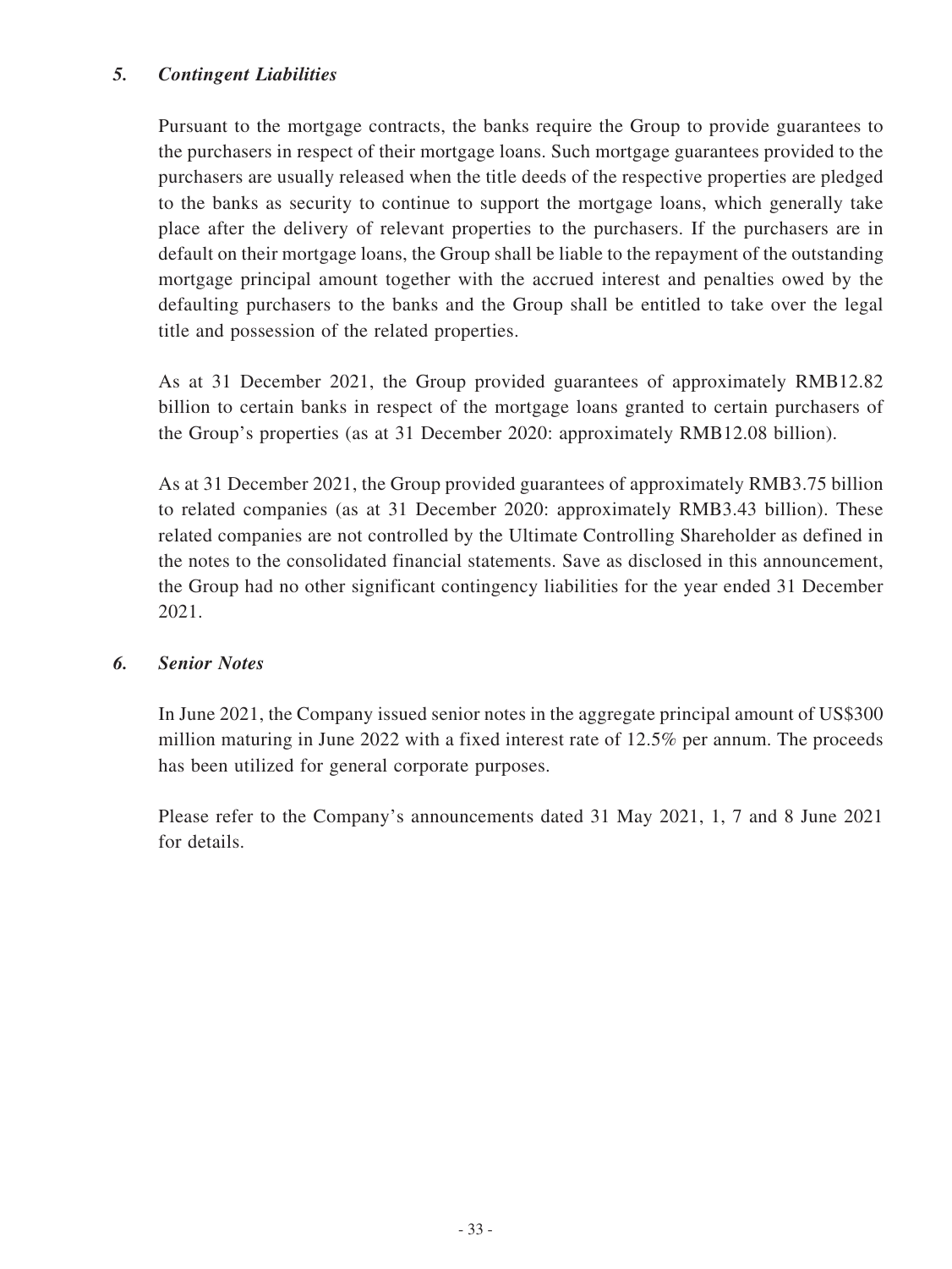### *5. Contingent Liabilities*

Pursuant to the mortgage contracts, the banks require the Group to provide guarantees to the purchasers in respect of their mortgage loans. Such mortgage guarantees provided to the purchasers are usually released when the title deeds of the respective properties are pledged to the banks as security to continue to support the mortgage loans, which generally take place after the delivery of relevant properties to the purchasers. If the purchasers are in default on their mortgage loans, the Group shall be liable to the repayment of the outstanding mortgage principal amount together with the accrued interest and penalties owed by the defaulting purchasers to the banks and the Group shall be entitled to take over the legal title and possession of the related properties.

As at 31 December 2021, the Group provided guarantees of approximately RMB12.82 billion to certain banks in respect of the mortgage loans granted to certain purchasers of the Group's properties (as at 31 December 2020: approximately RMB12.08 billion).

As at 31 December 2021, the Group provided guarantees of approximately RMB3.75 billion to related companies (as at 31 December 2020: approximately RMB3.43 billion). These related companies are not controlled by the Ultimate Controlling Shareholder as defined in the notes to the consolidated financial statements. Save as disclosed in this announcement, the Group had no other significant contingency liabilities for the year ended 31 December 2021.

### *6. Senior Notes*

In June 2021, the Company issued senior notes in the aggregate principal amount of US$300 million maturing in June 2022 with a fixed interest rate of 12.5% per annum. The proceeds has been utilized for general corporate purposes.

Please refer to the Company's announcements dated 31 May 2021, 1, 7 and 8 June 2021 for details.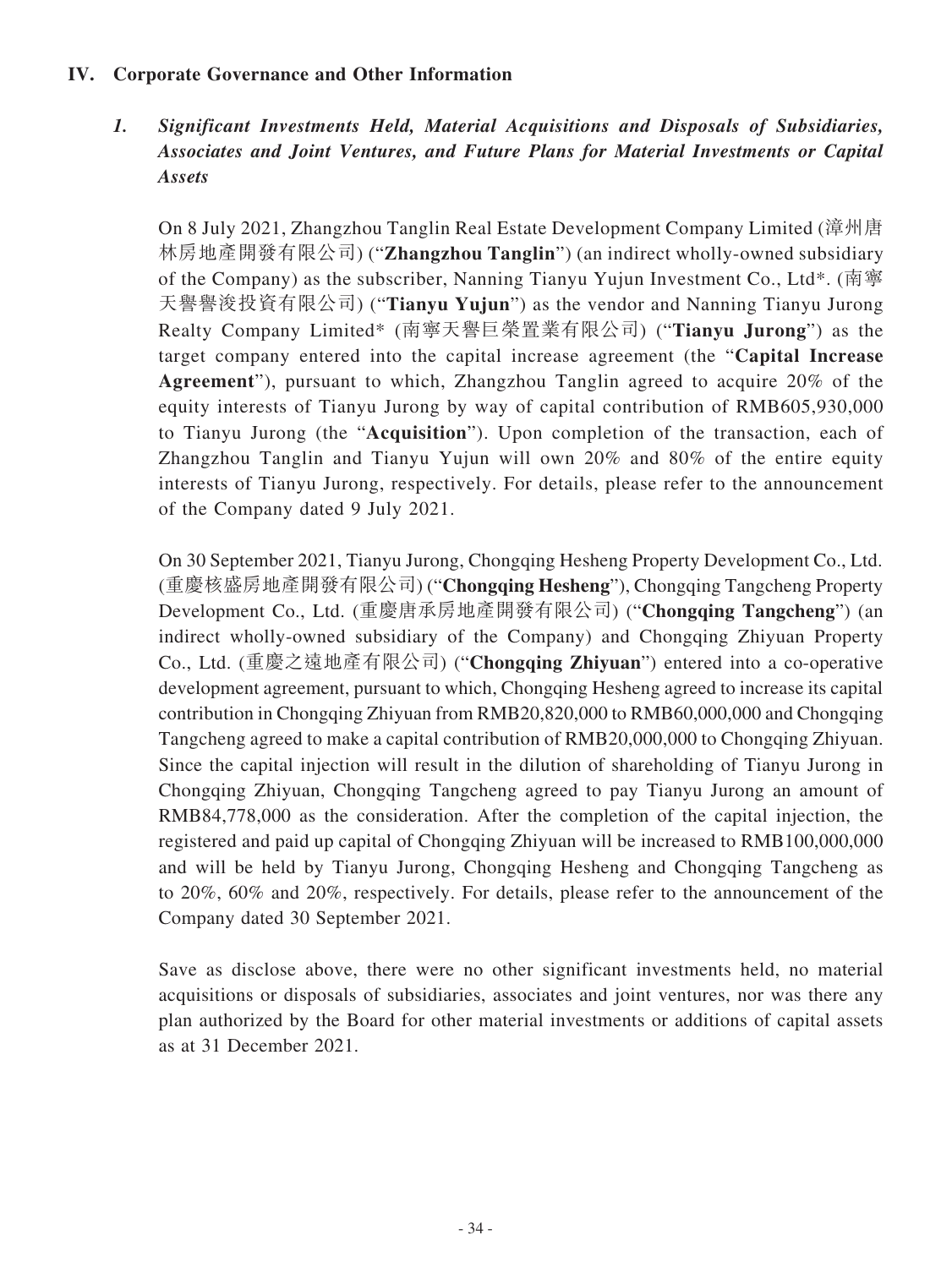## IV. Corporate Governance and Other Information

### *1. Significant Investments Held, Material Acquisitions and Disposals of Subsidiaries, Associates and Joint Ventures, and Future Plans for Material Investments or Capital Assets*

On 8 July 2021, Zhangzhou Tanglin Real Estate Development Company Limited (漳州唐林房地產開發有限公司) ("**Zhangzhou Tanglin**") (an indirect wholly-owned subsidiary of the Company) as the subscriber, Nanning Tianyu Yujun Investment Co., Ltd*. (南寧天譽譽浚投資有限公司) ("**Tianyu Yujun**") as the vendor and Nanning Tianyu Jurong Realty Company Limited* (南寧天譽巨榮置業有限公司) ("**Tianyu Jurong**") as the target company entered into the capital increase agreement (the "**Capital Increase Agreement**"), pursuant to which, Zhangzhou Tanglin agreed to acquire 20% of the equity interests of Tianyu Jurong by way of capital contribution of RMB605,930,000 to Tianyu Jurong (the "**Acquisition**"). Upon completion of the transaction, each of Zhangzhou Tanglin and Tianyu Yujun will own 20% and 80% of the entire equity interests of Tianyu Jurong, respectively. For details, please refer to the announcement of the Company dated 9 July 2021.

On 30 September 2021, Tianyu Jurong, Chongqing Hesheng Property Development Co., Ltd. (重慶核盛房地產開發有限公司) ("**Chongqing Hesheng**"), Chongqing Tangcheng Property Development Co., Ltd. (重慶唐承房地產開發有限公司) ("**Chongqing Tangcheng**") (an indirect wholly-owned subsidiary of the Company) and Chongqing Zhiyuan Property Co., Ltd. (重慶之遠地產有限公司) ("**Chongqing Zhiyuan**") entered into a co-operative development agreement, pursuant to which, Chongqing Hesheng agreed to increase its capital contribution in Chongqing Zhiyuan from RMB20,820,000 to RMB60,000,000 and Chongqing Tangcheng agreed to make a capital contribution of RMB20,000,000 to Chongqing Zhiyuan. Since the capital injection will result in the dilution of shareholding of Tianyu Jurong in Chongqing Zhiyuan, Chongqing Tangcheng agreed to pay Tianyu Jurong an amount of RMB84,778,000 as the consideration. After the completion of the capital injection, the registered and paid up capital of Chongqing Zhiyuan will be increased to RMB100,000,000 and will be held by Tianyu Jurong, Chongqing Hesheng and Chongqing Tangcheng as to 20%, 60% and 20%, respectively. For details, please refer to the announcement of the Company dated 30 September 2021.

Save as disclose above, there were no other significant investments held, no material acquisitions or disposals of subsidiaries, associates and joint ventures, nor was there any plan authorized by the Board for other material investments or additions of capital assets as at 31 December 2021.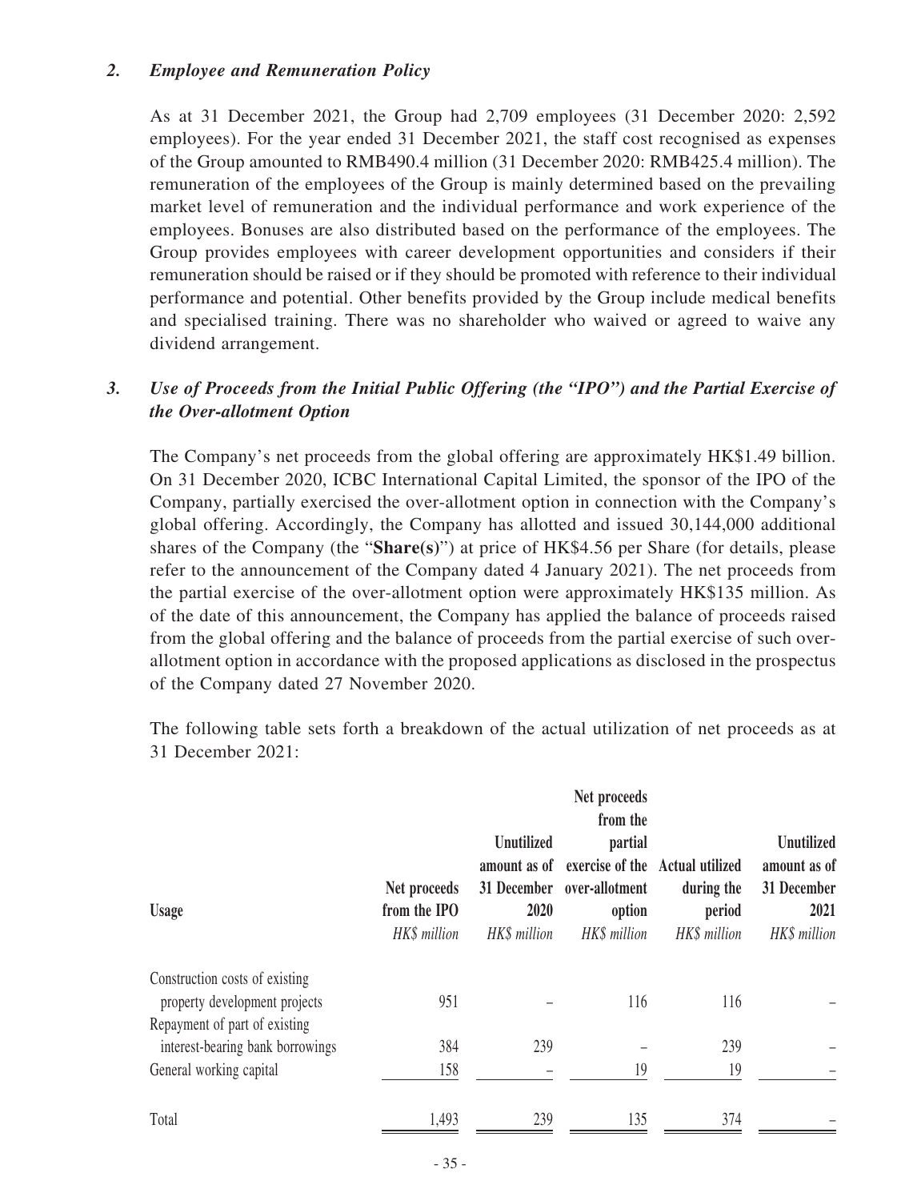### *2. Employee and Remuneration Policy*

As at 31 December 2021, the Group had 2,709 employees (31 December 2020: 2,592 employees). For the year ended 31 December 2021, the staff cost recognised as expenses of the Group amounted to RMB490.4 million (31 December 2020: RMB425.4 million). The remuneration of the employees of the Group is mainly determined based on the prevailing market level of remuneration and the individual performance and work experience of the employees. Bonuses are also distributed based on the performance of the employees. The Group provides employees with career development opportunities and considers if their remuneration should be raised or if they should be promoted with reference to their individual performance and potential. Other benefits provided by the Group include medical benefits and specialised training. There was no shareholder who waived or agreed to waive any dividend arrangement.

### *3. Use of Proceeds from the Initial Public Offering (the "IPO") and the Partial Exercise of the Over-allotment Option*

The Company's net proceeds from the global offering are approximately HK$1.49 billion. On 31 December 2020, ICBC International Capital Limited, the sponsor of the IPO of the Company, partially exercised the over-allotment option in connection with the Company's global offering. Accordingly, the Company has allotted and issued 30,144,000 additional shares of the Company (the "**Share(s)**") at price of HK$4.56 per Share (for details, please refer to the announcement of the Company dated 4 January 2021). The net proceeds from the partial exercise of the over-allotment option were approximately HK$135 million. As of the date of this announcement, the Company has applied the balance of proceeds raised from the global offering and the balance of proceeds from the partial exercise of such over-allotment option in accordance with the proposed applications as disclosed in the prospectus of the Company dated 27 November 2020.

The following table sets forth a breakdown of the actual utilization of net proceeds as at 31 December 2021:

| Usage | Net proceeds from the IPO | Unutilized amount as of 31 December 2020 | Net proceeds from the partial exercise of the over-allotment option | Actual utilized during the period | Unutilized amount as of 31 December 2021 |
|---|---|---|---|---|---|
| | *HK$ million* | *HK$ million* | *HK$ million* | *HK$ million* | *HK$ million* |
| Construction costs of existing property development projects | 951 | – | 116 | 116 | – |
| Repayment of part of existing interest-bearing bank borrowings | 384 | 239 | – | 239 | – |
| General working capital | 158 | – | 19 | 19 | – |
| Total | 1,493 | 239 | 135 | 374 | – |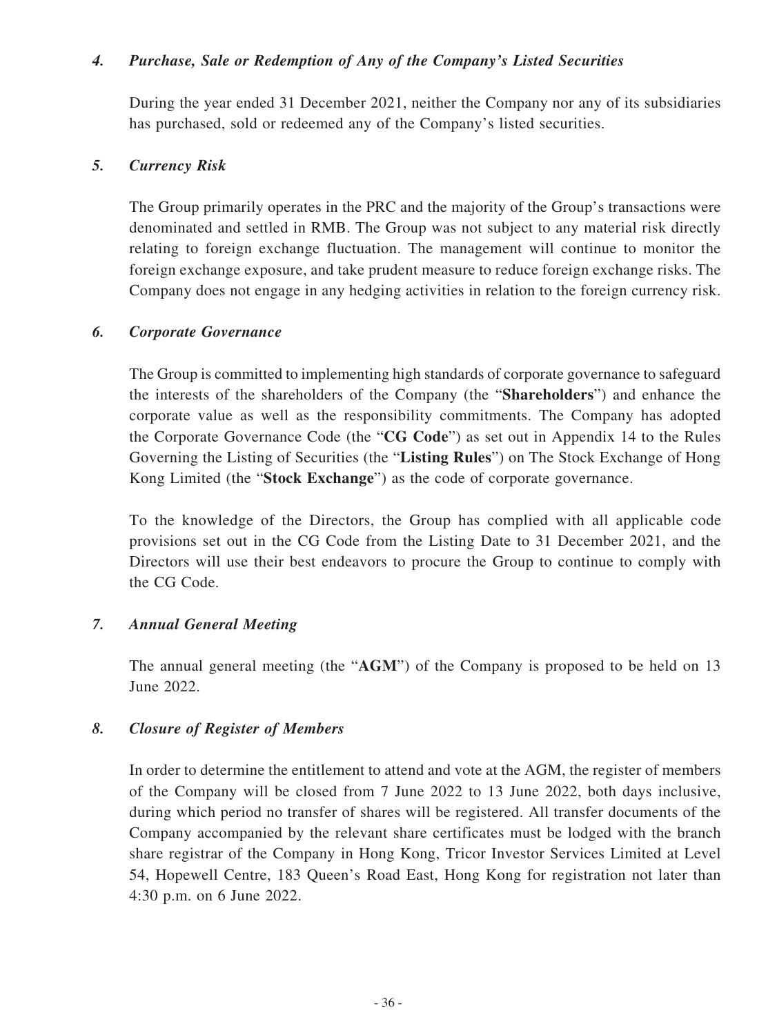### *4. Purchase, Sale or Redemption of Any of the Company's Listed Securities*

During the year ended 31 December 2021, neither the Company nor any of its subsidiaries has purchased, sold or redeemed any of the Company's listed securities.

### *5. Currency Risk*

The Group primarily operates in the PRC and the majority of the Group's transactions were denominated and settled in RMB. The Group was not subject to any material risk directly relating to foreign exchange fluctuation. The management will continue to monitor the foreign exchange exposure, and take prudent measure to reduce foreign exchange risks. The Company does not engage in any hedging activities in relation to the foreign currency risk.

### *6. Corporate Governance*

The Group is committed to implementing high standards of corporate governance to safeguard the interests of the shareholders of the Company (the "**Shareholders**") and enhance the corporate value as well as the responsibility commitments. The Company has adopted the Corporate Governance Code (the "**CG Code**") as set out in Appendix 14 to the Rules Governing the Listing of Securities (the "**Listing Rules**") on The Stock Exchange of Hong Kong Limited (the "**Stock Exchange**") as the code of corporate governance.

To the knowledge of the Directors, the Group has complied with all applicable code provisions set out in the CG Code from the Listing Date to 31 December 2021, and the Directors will use their best endeavors to procure the Group to continue to comply with the CG Code.

### *7. Annual General Meeting*

The annual general meeting (the "**AGM**") of the Company is proposed to be held on 13 June 2022.

### *8. Closure of Register of Members*

In order to determine the entitlement to attend and vote at the AGM, the register of members of the Company will be closed from 7 June 2022 to 13 June 2022, both days inclusive, during which period no transfer of shares will be registered. All transfer documents of the Company accompanied by the relevant share certificates must be lodged with the branch share registrar of the Company in Hong Kong, Tricor Investor Services Limited at Level 54, Hopewell Centre, 183 Queen's Road East, Hong Kong for registration not later than 4:30 p.m. on 6 June 2022.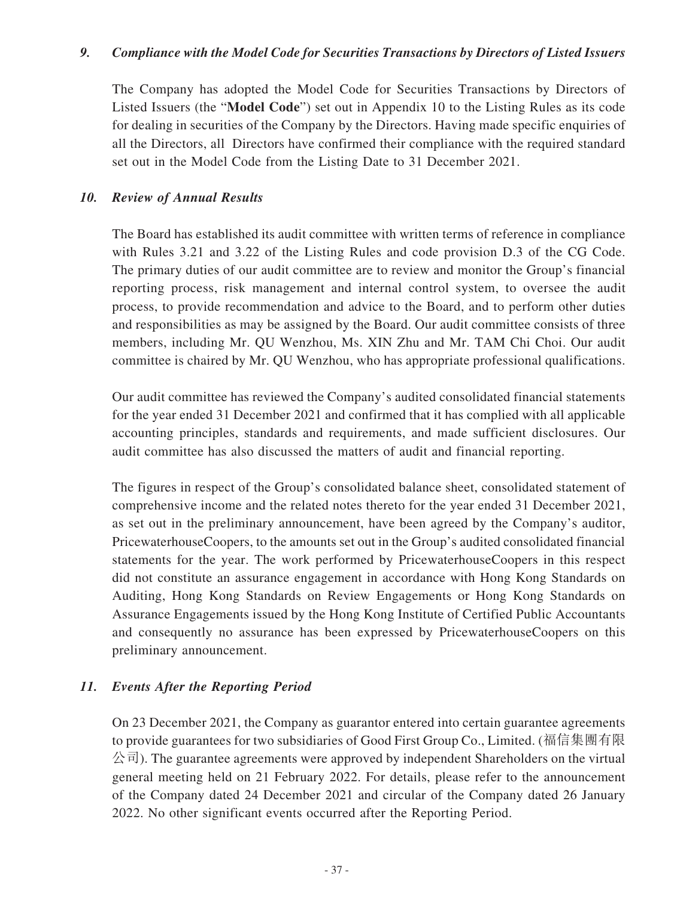### *9. Compliance with the Model Code for Securities Transactions by Directors of Listed Issuers*

The Company has adopted the Model Code for Securities Transactions by Directors of Listed Issuers (the "**Model Code**") set out in Appendix 10 to the Listing Rules as its code for dealing in securities of the Company by the Directors. Having made specific enquiries of all the Directors, all Directors have confirmed their compliance with the required standard set out in the Model Code from the Listing Date to 31 December 2021.

### *10. Review of Annual Results*

The Board has established its audit committee with written terms of reference in compliance with Rules 3.21 and 3.22 of the Listing Rules and code provision D.3 of the CG Code. The primary duties of our audit committee are to review and monitor the Group's financial reporting process, risk management and internal control system, to oversee the audit process, to provide recommendation and advice to the Board, and to perform other duties and responsibilities as may be assigned by the Board. Our audit committee consists of three members, including Mr. QU Wenzhou, Ms. XIN Zhu and Mr. TAM Chi Choi. Our audit committee is chaired by Mr. QU Wenzhou, who has appropriate professional qualifications.

Our audit committee has reviewed the Company's audited consolidated financial statements for the year ended 31 December 2021 and confirmed that it has complied with all applicable accounting principles, standards and requirements, and made sufficient disclosures. Our audit committee has also discussed the matters of audit and financial reporting.

The figures in respect of the Group's consolidated balance sheet, consolidated statement of comprehensive income and the related notes thereto for the year ended 31 December 2021, as set out in the preliminary announcement, have been agreed by the Company's auditor, PricewaterhouseCoopers, to the amounts set out in the Group's audited consolidated financial statements for the year. The work performed by PricewaterhouseCoopers in this respect did not constitute an assurance engagement in accordance with Hong Kong Standards on Auditing, Hong Kong Standards on Review Engagements or Hong Kong Standards on Assurance Engagements issued by the Hong Kong Institute of Certified Public Accountants and consequently no assurance has been expressed by PricewaterhouseCoopers on this preliminary announcement.

### *11. Events After the Reporting Period*

On 23 December 2021, the Company as guarantor entered into certain guarantee agreements to provide guarantees for two subsidiaries of Good First Group Co., Limited. (福信集團有限公司). The guarantee agreements were approved by independent Shareholders on the virtual general meeting held on 21 February 2022. For details, please refer to the announcement of the Company dated 24 December 2021 and circular of the Company dated 26 January 2022. No other significant events occurred after the Reporting Period.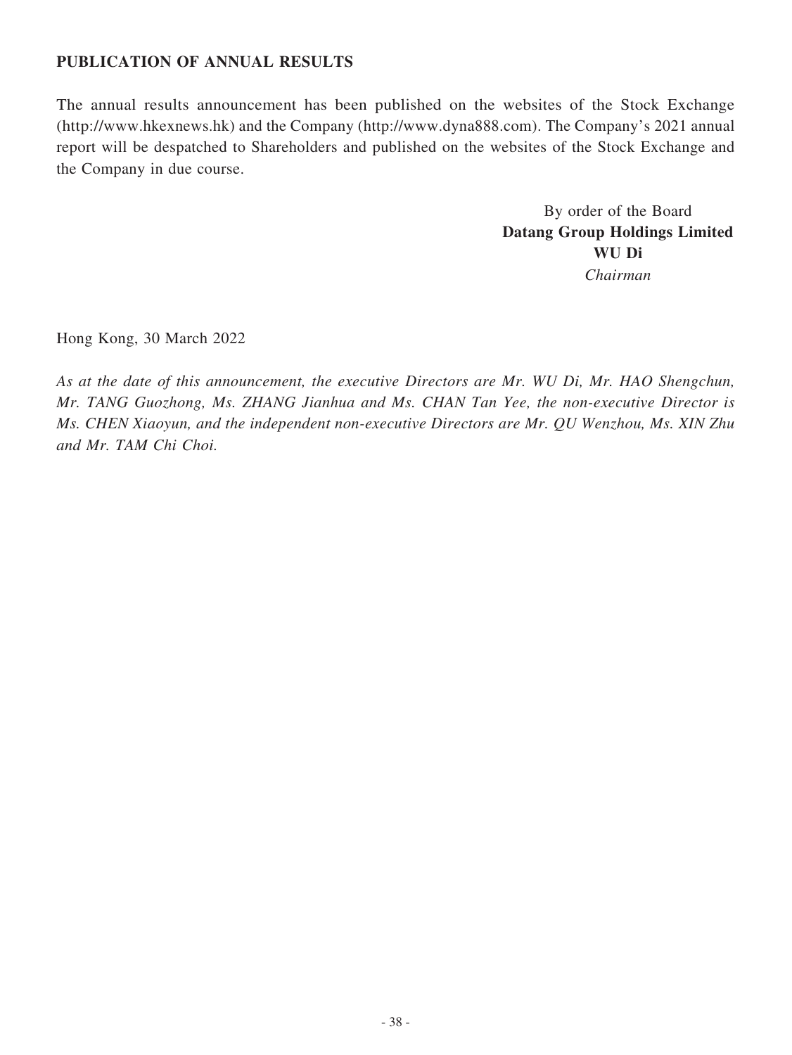## PUBLICATION OF ANNUAL RESULTS

The annual results announcement has been published on the websites of the Stock Exchange (http://www.hkexnews.hk) and the Company (http://www.dyna888.com). The Company's 2021 annual report will be despatched to Shareholders and published on the websites of the Stock Exchange and the Company in due course.

By order of the Board
**Datang Group Holdings Limited**
**WU Di**
*Chairman*

Hong Kong, 30 March 2022

*As at the date of this announcement, the executive Directors are Mr. WU Di, Mr. HAO Shengchun, Mr. TANG Guozhong, Ms. ZHANG Jianhua and Ms. CHAN Tan Yee, the non-executive Director is Ms. CHEN Xiaoyun, and the independent non-executive Directors are Mr. QU Wenzhou, Ms. XIN Zhu and Mr. TAM Chi Choi.*